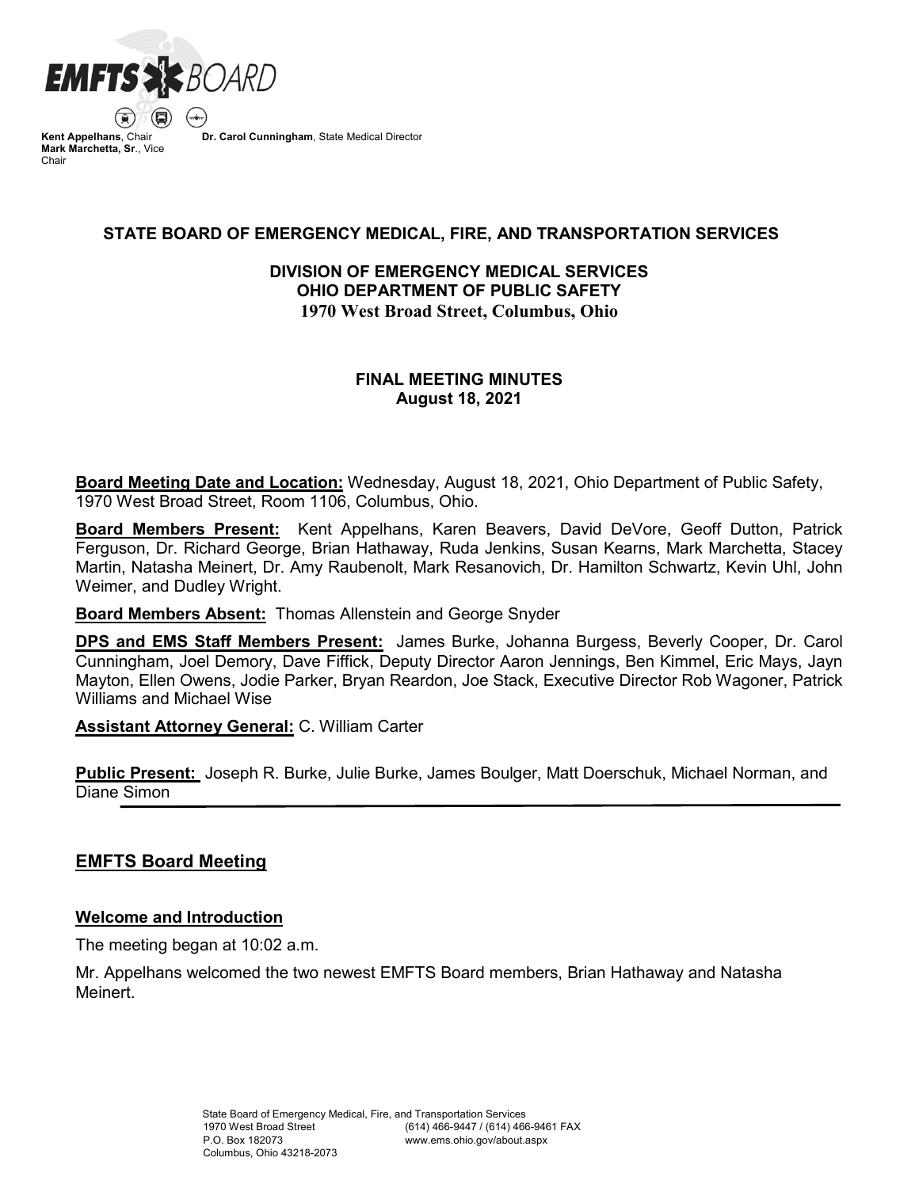**EMFTS BOARD**

**Kent Appelhans**, Chair
**Mark Marchetta, Sr**., Vice Chair

**Dr. Carol Cunningham**, State Medical Director

## STATE BOARD OF EMERGENCY MEDICAL, FIRE, AND TRANSPORTATION SERVICES

### DIVISION OF EMERGENCY MEDICAL SERVICES
### OHIO DEPARTMENT OF PUBLIC SAFETY
### 1970 West Broad Street, Columbus, Ohio

### FINAL MEETING MINUTES
### August 18, 2021

**Board Meeting Date and Location:** Wednesday, August 18, 2021, Ohio Department of Public Safety, 1970 West Broad Street, Room 1106, Columbus, Ohio.

**Board Members Present:** Kent Appelhans, Karen Beavers, David DeVore, Geoff Dutton, Patrick Ferguson, Dr. Richard George, Brian Hathaway, Ruda Jenkins, Susan Kearns, Mark Marchetta, Stacey Martin, Natasha Meinert, Dr. Amy Raubenolt, Mark Resanovich, Dr. Hamilton Schwartz, Kevin Uhl, John Weimer, and Dudley Wright.

**Board Members Absent:** Thomas Allenstein and George Snyder

**DPS and EMS Staff Members Present:** James Burke, Johanna Burgess, Beverly Cooper, Dr. Carol Cunningham, Joel Demory, Dave Fiffick, Deputy Director Aaron Jennings, Ben Kimmel, Eric Mays, Jayn Mayton, Ellen Owens, Jodie Parker, Bryan Reardon, Joe Stack, Executive Director Rob Wagoner, Patrick Williams and Michael Wise

**Assistant Attorney General:** C. William Carter

**Public Present:** Joseph R. Burke, Julie Burke, James Boulger, Matt Doerschuk, Michael Norman, and Diane Simon

## EMFTS Board Meeting

### Welcome and Introduction

The meeting began at 10:02 a.m.

Mr. Appelhans welcomed the two newest EMFTS Board members, Brian Hathaway and Natasha Meinert.

State Board of Emergency Medical, Fire, and Transportation Services
1970 West Broad Street (614) 466-9447 / (614) 466-9461 FAX
P.O. Box 182073 www.ems.ohio.gov/about.aspx
Columbus, Ohio 43218-2073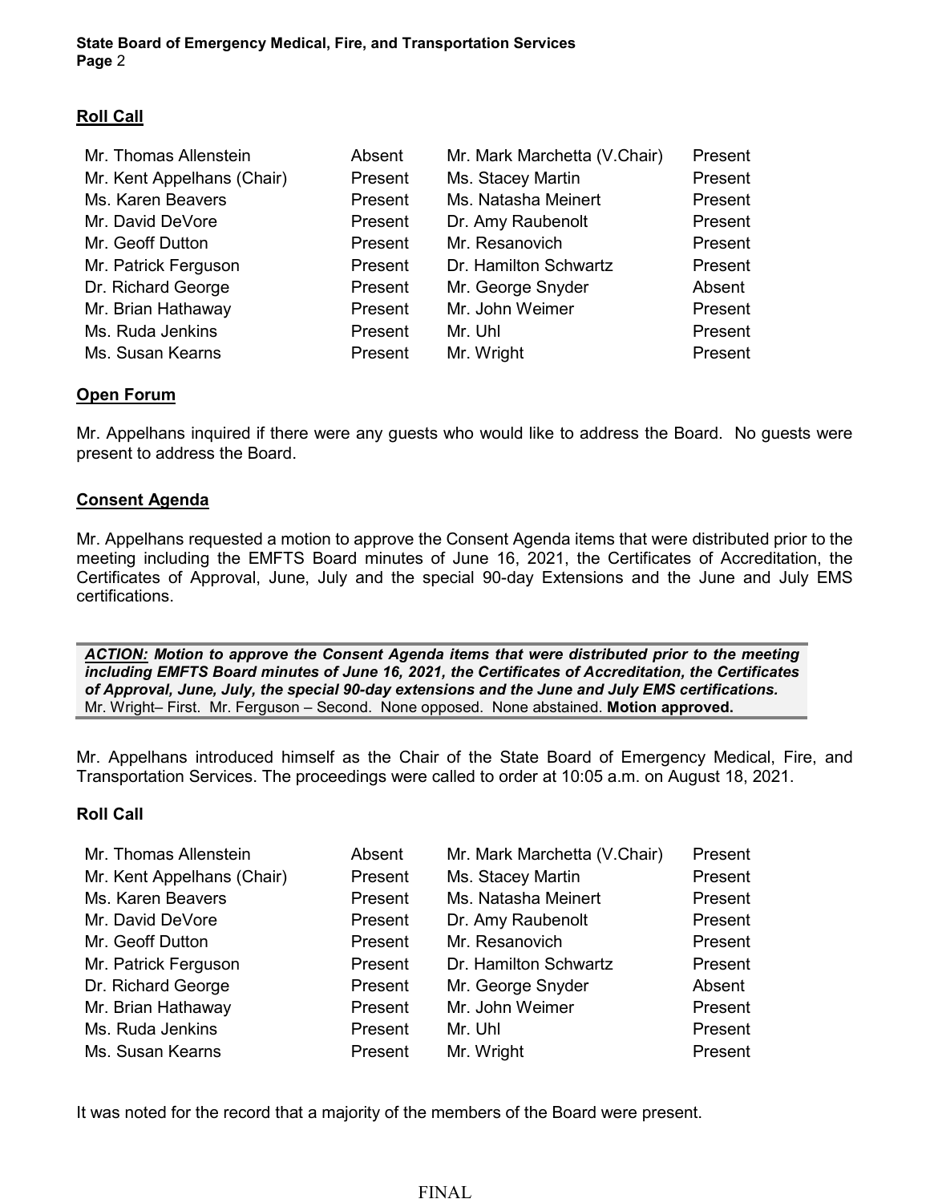## Roll Call

| | | | |
|---|---|---|---|
| Mr. Thomas Allenstein | Absent | Mr. Mark Marchetta (V.Chair) | Present |
| Mr. Kent Appelhans (Chair) | Present | Ms. Stacey Martin | Present |
| Ms. Karen Beavers | Present | Ms. Natasha Meinert | Present |
| Mr. David DeVore | Present | Dr. Amy Raubenolt | Present |
| Mr. Geoff Dutton | Present | Mr. Resanovich | Present |
| Mr. Patrick Ferguson | Present | Dr. Hamilton Schwartz | Present |
| Dr. Richard George | Present | Mr. George Snyder | Absent |
| Mr. Brian Hathaway | Present | Mr. John Weimer | Present |
| Ms. Ruda Jenkins | Present | Mr. Uhl | Present |
| Ms. Susan Kearns | Present | Mr. Wright | Present |

## Open Forum

Mr. Appelhans inquired if there were any guests who would like to address the Board. No guests were present to address the Board.

## Consent Agenda

Mr. Appelhans requested a motion to approve the Consent Agenda items that were distributed prior to the meeting including the EMFTS Board minutes of June 16, 2021, the Certificates of Accreditation, the Certificates of Approval, June, July and the special 90-day Extensions and the June and July EMS certifications.

***ACTION:* Motion to approve the Consent Agenda items that were distributed prior to the meeting including EMFTS Board minutes of June 16, 2021, the Certificates of Accreditation, the Certificates of Approval, June, July, the special 90-day extensions and the June and July EMS certifications.**
Mr. Wright– First. Mr. Ferguson – Second. None opposed. None abstained. **Motion approved.**

Mr. Appelhans introduced himself as the Chair of the State Board of Emergency Medical, Fire, and Transportation Services. The proceedings were called to order at 10:05 a.m. on August 18, 2021.

**Roll Call**

| | | | |
|---|---|---|---|
| Mr. Thomas Allenstein | Absent | Mr. Mark Marchetta (V.Chair) | Present |
| Mr. Kent Appelhans (Chair) | Present | Ms. Stacey Martin | Present |
| Ms. Karen Beavers | Present | Ms. Natasha Meinert | Present |
| Mr. David DeVore | Present | Dr. Amy Raubenolt | Present |
| Mr. Geoff Dutton | Present | Mr. Resanovich | Present |
| Mr. Patrick Ferguson | Present | Dr. Hamilton Schwartz | Present |
| Dr. Richard George | Present | Mr. George Snyder | Absent |
| Mr. Brian Hathaway | Present | Mr. John Weimer | Present |
| Ms. Ruda Jenkins | Present | Mr. Uhl | Present |
| Ms. Susan Kearns | Present | Mr. Wright | Present |

It was noted for the record that a majority of the members of the Board were present.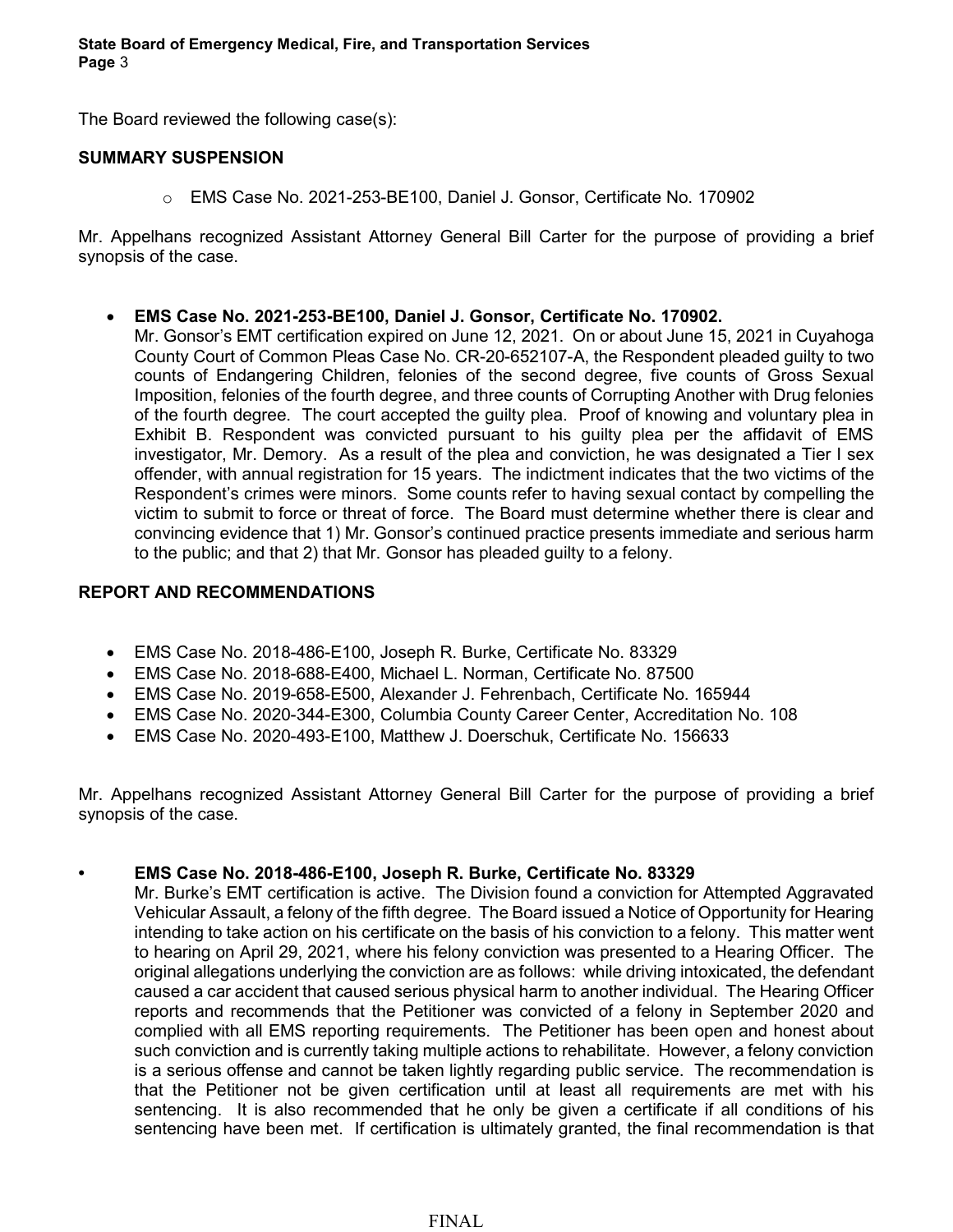The Board reviewed the following case(s):

**SUMMARY SUSPENSION**

- EMS Case No. 2021-253-BE100, Daniel J. Gonsor, Certificate No. 170902

Mr. Appelhans recognized Assistant Attorney General Bill Carter for the purpose of providing a brief synopsis of the case.

- **EMS Case No. 2021-253-BE100, Daniel J. Gonsor, Certificate No. 170902.**
  Mr. Gonsor's EMT certification expired on June 12, 2021. On or about June 15, 2021 in Cuyahoga County Court of Common Pleas Case No. CR-20-652107-A, the Respondent pleaded guilty to two counts of Endangering Children, felonies of the second degree, five counts of Gross Sexual Imposition, felonies of the fourth degree, and three counts of Corrupting Another with Drug felonies of the fourth degree. The court accepted the guilty plea. Proof of knowing and voluntary plea in Exhibit B. Respondent was convicted pursuant to his guilty plea per the affidavit of EMS investigator, Mr. Demory. As a result of the plea and conviction, he was designated a Tier I sex offender, with annual registration for 15 years. The indictment indicates that the two victims of the Respondent's crimes were minors. Some counts refer to having sexual contact by compelling the victim to submit to force or threat of force. The Board must determine whether there is clear and convincing evidence that 1) Mr. Gonsor's continued practice presents immediate and serious harm to the public; and that 2) that Mr. Gonsor has pleaded guilty to a felony.

**REPORT AND RECOMMENDATIONS**

- EMS Case No. 2018-486-E100, Joseph R. Burke, Certificate No. 83329
- EMS Case No. 2018-688-E400, Michael L. Norman, Certificate No. 87500
- EMS Case No. 2019-658-E500, Alexander J. Fehrenbach, Certificate No. 165944
- EMS Case No. 2020-344-E300, Columbia County Career Center, Accreditation No. 108
- EMS Case No. 2020-493-E100, Matthew J. Doerschuk, Certificate No. 156633

Mr. Appelhans recognized Assistant Attorney General Bill Carter for the purpose of providing a brief synopsis of the case.

- **EMS Case No. 2018-486-E100, Joseph R. Burke, Certificate No. 83329**
  Mr. Burke's EMT certification is active. The Division found a conviction for Attempted Aggravated Vehicular Assault, a felony of the fifth degree. The Board issued a Notice of Opportunity for Hearing intending to take action on his certificate on the basis of his conviction to a felony. This matter went to hearing on April 29, 2021, where his felony conviction was presented to a Hearing Officer. The original allegations underlying the conviction are as follows: while driving intoxicated, the defendant caused a car accident that caused serious physical harm to another individual. The Hearing Officer reports and recommends that the Petitioner was convicted of a felony in September 2020 and complied with all EMS reporting requirements. The Petitioner has been open and honest about such conviction and is currently taking multiple actions to rehabilitate. However, a felony conviction is a serious offense and cannot be taken lightly regarding public service. The recommendation is that the Petitioner not be given certification until at least all requirements are met with his sentencing. It is also recommended that he only be given a certificate if all conditions of his sentencing have been met. If certification is ultimately granted, the final recommendation is that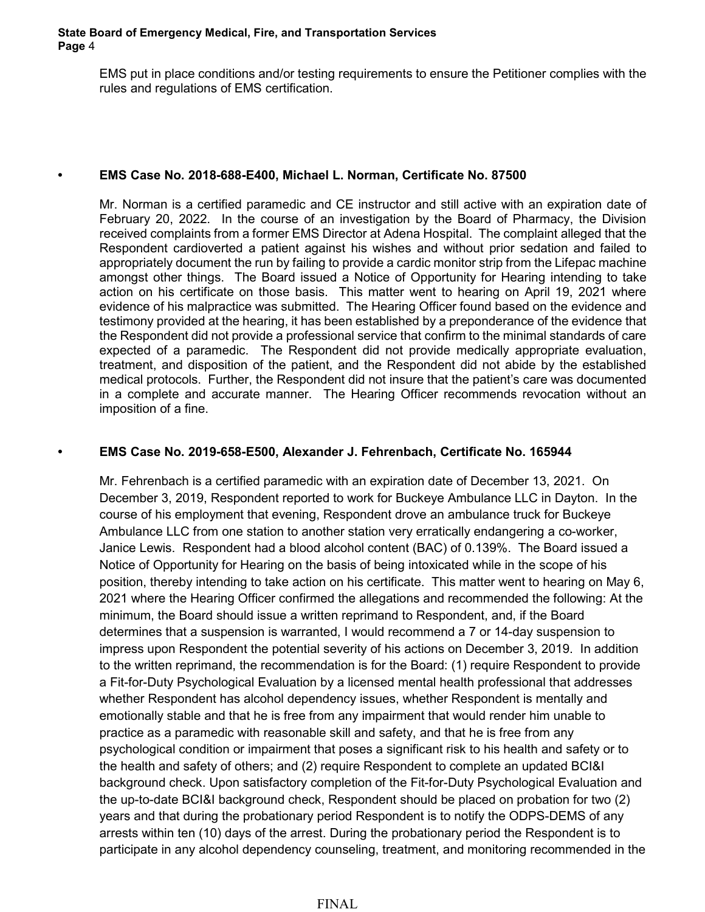EMS put in place conditions and/or testing requirements to ensure the Petitioner complies with the rules and regulations of EMS certification.

- **EMS Case No. 2018-688-E400, Michael L. Norman, Certificate No. 87500**

  Mr. Norman is a certified paramedic and CE instructor and still active with an expiration date of February 20, 2022. In the course of an investigation by the Board of Pharmacy, the Division received complaints from a former EMS Director at Adena Hospital. The complaint alleged that the Respondent cardioverted a patient against his wishes and without prior sedation and failed to appropriately document the run by failing to provide a cardic monitor strip from the Lifepac machine amongst other things. The Board issued a Notice of Opportunity for Hearing intending to take action on his certificate on those basis. This matter went to hearing on April 19, 2021 where evidence of his malpractice was submitted. The Hearing Officer found based on the evidence and testimony provided at the hearing, it has been established by a preponderance of the evidence that the Respondent did not provide a professional service that confirm to the minimal standards of care expected of a paramedic. The Respondent did not provide medically appropriate evaluation, treatment, and disposition of the patient, and the Respondent did not abide by the established medical protocols. Further, the Respondent did not insure that the patient's care was documented in a complete and accurate manner. The Hearing Officer recommends revocation without an imposition of a fine.

- **EMS Case No. 2019-658-E500, Alexander J. Fehrenbach, Certificate No. 165944**

  Mr. Fehrenbach is a certified paramedic with an expiration date of December 13, 2021. On December 3, 2019, Respondent reported to work for Buckeye Ambulance LLC in Dayton. In the course of his employment that evening, Respondent drove an ambulance truck for Buckeye Ambulance LLC from one station to another station very erratically endangering a co-worker, Janice Lewis. Respondent had a blood alcohol content (BAC) of 0.139%. The Board issued a Notice of Opportunity for Hearing on the basis of being intoxicated while in the scope of his position, thereby intending to take action on his certificate. This matter went to hearing on May 6, 2021 where the Hearing Officer confirmed the allegations and recommended the following: At the minimum, the Board should issue a written reprimand to Respondent, and, if the Board determines that a suspension is warranted, I would recommend a 7 or 14-day suspension to impress upon Respondent the potential severity of his actions on December 3, 2019. In addition to the written reprimand, the recommendation is for the Board: (1) require Respondent to provide a Fit-for-Duty Psychological Evaluation by a licensed mental health professional that addresses whether Respondent has alcohol dependency issues, whether Respondent is mentally and emotionally stable and that he is free from any impairment that would render him unable to practice as a paramedic with reasonable skill and safety, and that he is free from any psychological condition or impairment that poses a significant risk to his health and safety or to the health and safety of others; and (2) require Respondent to complete an updated BCI&I background check. Upon satisfactory completion of the Fit-for-Duty Psychological Evaluation and the up-to-date BCI&I background check, Respondent should be placed on probation for two (2) years and that during the probationary period Respondent is to notify the ODPS-DEMS of any arrests within ten (10) days of the arrest. During the probationary period the Respondent is to participate in any alcohol dependency counseling, treatment, and monitoring recommended in the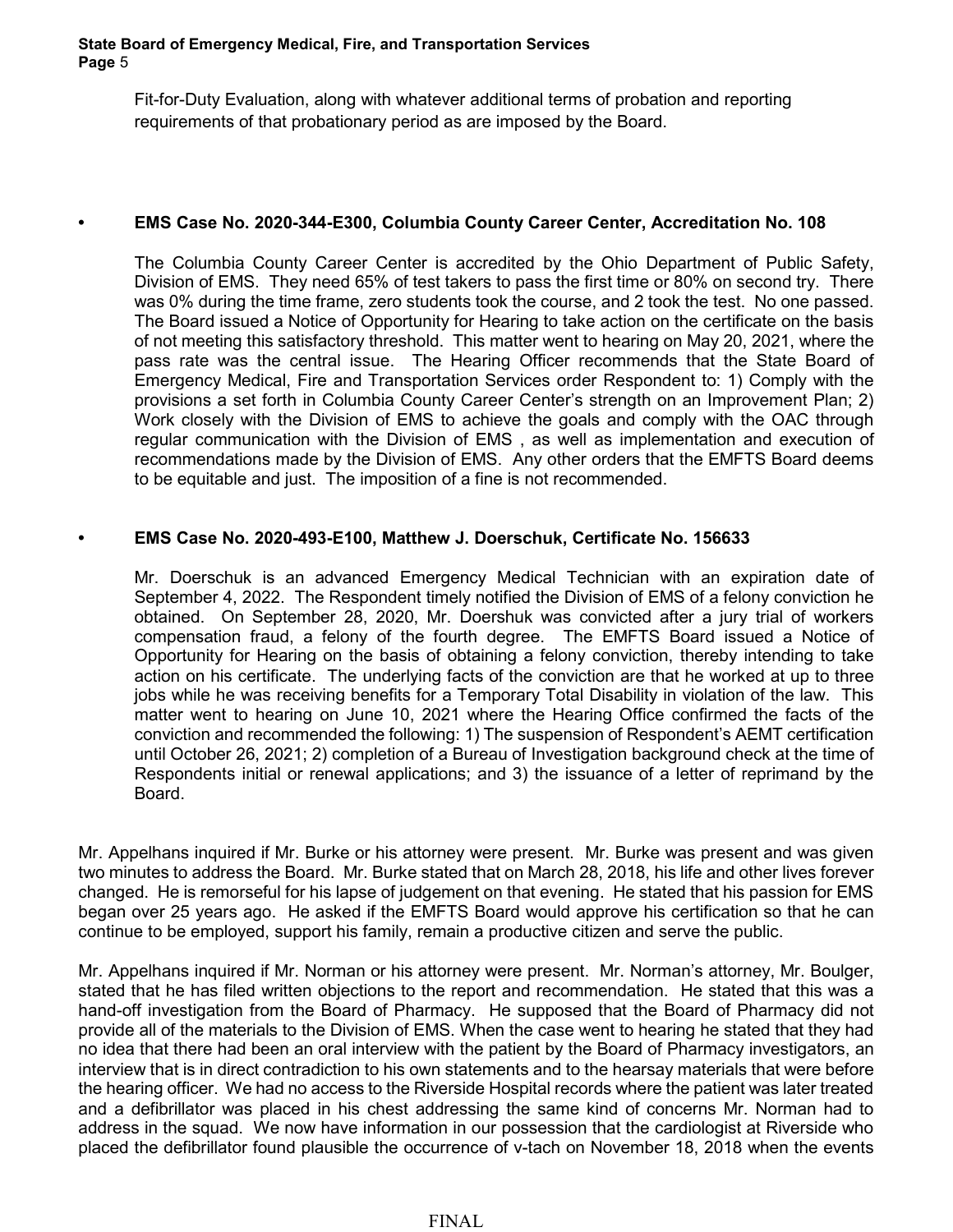Fit-for-Duty Evaluation, along with whatever additional terms of probation and reporting requirements of that probationary period as are imposed by the Board.

- **EMS Case No. 2020-344-E300, Columbia County Career Center, Accreditation No. 108**

  The Columbia County Career Center is accredited by the Ohio Department of Public Safety, Division of EMS. They need 65% of test takers to pass the first time or 80% on second try. There was 0% during the time frame, zero students took the course, and 2 took the test. No one passed. The Board issued a Notice of Opportunity for Hearing to take action on the certificate on the basis of not meeting this satisfactory threshold. This matter went to hearing on May 20, 2021, where the pass rate was the central issue. The Hearing Officer recommends that the State Board of Emergency Medical, Fire and Transportation Services order Respondent to: 1) Comply with the provisions a set forth in Columbia County Career Center's strength on an Improvement Plan; 2) Work closely with the Division of EMS to achieve the goals and comply with the OAC through regular communication with the Division of EMS , as well as implementation and execution of recommendations made by the Division of EMS. Any other orders that the EMFTS Board deems to be equitable and just. The imposition of a fine is not recommended.

- **EMS Case No. 2020-493-E100, Matthew J. Doerschuk, Certificate No. 156633**

  Mr. Doerschuk is an advanced Emergency Medical Technician with an expiration date of September 4, 2022. The Respondent timely notified the Division of EMS of a felony conviction he obtained. On September 28, 2020, Mr. Doershuk was convicted after a jury trial of workers compensation fraud, a felony of the fourth degree. The EMFTS Board issued a Notice of Opportunity for Hearing on the basis of obtaining a felony conviction, thereby intending to take action on his certificate. The underlying facts of the conviction are that he worked at up to three jobs while he was receiving benefits for a Temporary Total Disability in violation of the law. This matter went to hearing on June 10, 2021 where the Hearing Office confirmed the facts of the conviction and recommended the following: 1) The suspension of Respondent's AEMT certification until October 26, 2021; 2) completion of a Bureau of Investigation background check at the time of Respondents initial or renewal applications; and 3) the issuance of a letter of reprimand by the Board.

Mr. Appelhans inquired if Mr. Burke or his attorney were present. Mr. Burke was present and was given two minutes to address the Board. Mr. Burke stated that on March 28, 2018, his life and other lives forever changed. He is remorseful for his lapse of judgement on that evening. He stated that his passion for EMS began over 25 years ago. He asked if the EMFTS Board would approve his certification so that he can continue to be employed, support his family, remain a productive citizen and serve the public.

Mr. Appelhans inquired if Mr. Norman or his attorney were present. Mr. Norman's attorney, Mr. Boulger, stated that he has filed written objections to the report and recommendation. He stated that this was a hand-off investigation from the Board of Pharmacy. He supposed that the Board of Pharmacy did not provide all of the materials to the Division of EMS. When the case went to hearing he stated that they had no idea that there had been an oral interview with the patient by the Board of Pharmacy investigators, an interview that is in direct contradiction to his own statements and to the hearsay materials that were before the hearing officer. We had no access to the Riverside Hospital records where the patient was later treated and a defibrillator was placed in his chest addressing the same kind of concerns Mr. Norman had to address in the squad. We now have information in our possession that the cardiologist at Riverside who placed the defibrillator found plausible the occurrence of v-tach on November 18, 2018 when the events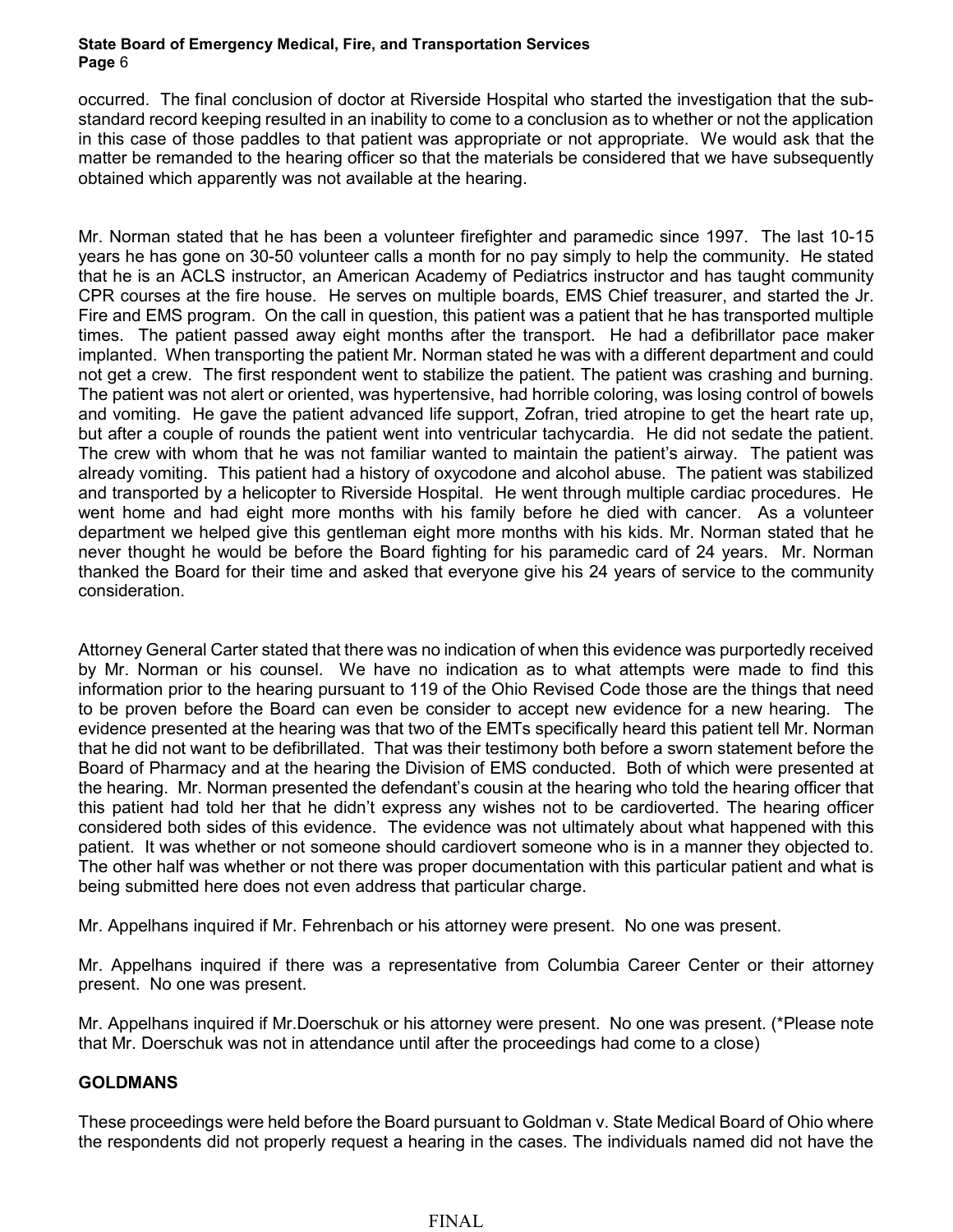occurred. The final conclusion of doctor at Riverside Hospital who started the investigation that the sub-standard record keeping resulted in an inability to come to a conclusion as to whether or not the application in this case of those paddles to that patient was appropriate or not appropriate. We would ask that the matter be remanded to the hearing officer so that the materials be considered that we have subsequently obtained which apparently was not available at the hearing.

Mr. Norman stated that he has been a volunteer firefighter and paramedic since 1997. The last 10-15 years he has gone on 30-50 volunteer calls a month for no pay simply to help the community. He stated that he is an ACLS instructor, an American Academy of Pediatrics instructor and has taught community CPR courses at the fire house. He serves on multiple boards, EMS Chief treasurer, and started the Jr. Fire and EMS program. On the call in question, this patient was a patient that he has transported multiple times. The patient passed away eight months after the transport. He had a defibrillator pace maker implanted. When transporting the patient Mr. Norman stated he was with a different department and could not get a crew. The first respondent went to stabilize the patient. The patient was crashing and burning. The patient was not alert or oriented, was hypertensive, had horrible coloring, was losing control of bowels and vomiting. He gave the patient advanced life support, Zofran, tried atropine to get the heart rate up, but after a couple of rounds the patient went into ventricular tachycardia. He did not sedate the patient. The crew with whom that he was not familiar wanted to maintain the patient's airway. The patient was already vomiting. This patient had a history of oxycodone and alcohol abuse. The patient was stabilized and transported by a helicopter to Riverside Hospital. He went through multiple cardiac procedures. He went home and had eight more months with his family before he died with cancer. As a volunteer department we helped give this gentleman eight more months with his kids. Mr. Norman stated that he never thought he would be before the Board fighting for his paramedic card of 24 years. Mr. Norman thanked the Board for their time and asked that everyone give his 24 years of service to the community consideration.

Attorney General Carter stated that there was no indication of when this evidence was purportedly received by Mr. Norman or his counsel. We have no indication as to what attempts were made to find this information prior to the hearing pursuant to 119 of the Ohio Revised Code those are the things that need to be proven before the Board can even be consider to accept new evidence for a new hearing. The evidence presented at the hearing was that two of the EMTs specifically heard this patient tell Mr. Norman that he did not want to be defibrillated. That was their testimony both before a sworn statement before the Board of Pharmacy and at the hearing the Division of EMS conducted. Both of which were presented at the hearing. Mr. Norman presented the defendant's cousin at the hearing who told the hearing officer that this patient had told her that he didn't express any wishes not to be cardioverted. The hearing officer considered both sides of this evidence. The evidence was not ultimately about what happened with this patient. It was whether or not someone should cardiovert someone who is in a manner they objected to. The other half was whether or not there was proper documentation with this particular patient and what is being submitted here does not even address that particular charge.

Mr. Appelhans inquired if Mr. Fehrenbach or his attorney were present. No one was present.

Mr. Appelhans inquired if there was a representative from Columbia Career Center or their attorney present. No one was present.

Mr. Appelhans inquired if Mr.Doerschuk or his attorney were present. No one was present. (*Please note that Mr. Doerschuk was not in attendance until after the proceedings had come to a close)

## GOLDMANS

These proceedings were held before the Board pursuant to Goldman v. State Medical Board of Ohio where the respondents did not properly request a hearing in the cases. The individuals named did not have the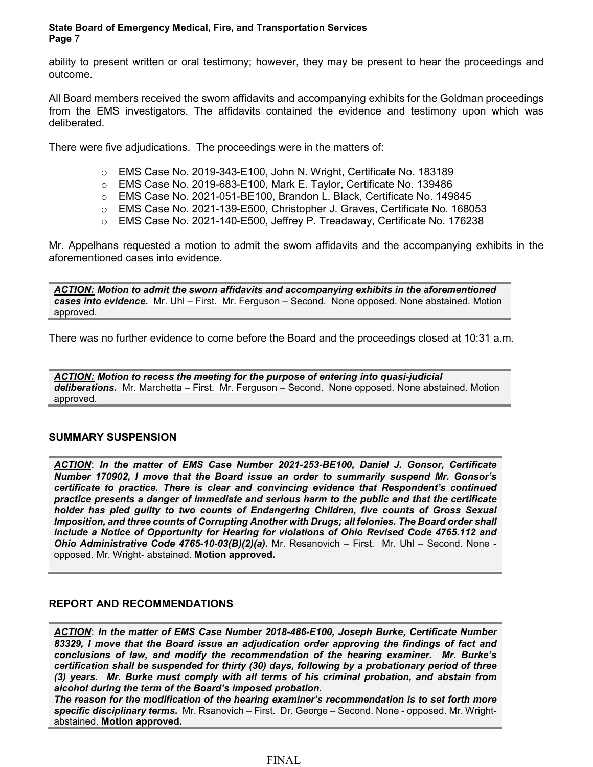ability to present written or oral testimony; however, they may be present to hear the proceedings and outcome.

All Board members received the sworn affidavits and accompanying exhibits for the Goldman proceedings from the EMS investigators. The affidavits contained the evidence and testimony upon which was deliberated.

There were five adjudications. The proceedings were in the matters of:

- EMS Case No. 2019-343-E100, John N. Wright, Certificate No. 183189
- EMS Case No. 2019-683-E100, Mark E. Taylor, Certificate No. 139486
- EMS Case No. 2021-051-BE100, Brandon L. Black, Certificate No. 149845
- EMS Case No. 2021-139-E500, Christopher J. Graves, Certificate No. 168053
- EMS Case No. 2021-140-E500, Jeffrey P. Treadaway, Certificate No. 176238

Mr. Appelhans requested a motion to admit the sworn affidavits and the accompanying exhibits in the aforementioned cases into evidence.

***ACTION:* Motion to admit the sworn affidavits and accompanying exhibits in the aforementioned cases into evidence.** Mr. Uhl – First. Mr. Ferguson – Second. None opposed. None abstained. Motion approved.

There was no further evidence to come before the Board and the proceedings closed at 10:31 a.m.

***ACTION:* Motion to recess the meeting for the purpose of entering into quasi-judicial deliberations.** Mr. Marchetta – First. Mr. Ferguson – Second. None opposed. None abstained. Motion approved.

## SUMMARY SUSPENSION

***ACTION*: *In the matter of EMS Case Number 2021-253-BE100, Daniel J. Gonsor, Certificate Number 170902, I move that the Board issue an order to summarily suspend Mr. Gonsor's certificate to practice. There is clear and convincing evidence that Respondent's continued practice presents a danger of immediate and serious harm to the public and that the certificate holder has pled guilty to two counts of Endangering Children, five counts of Gross Sexual Imposition, and three counts of Corrupting Another with Drugs; all felonies. The Board order shall include a Notice of Opportunity for Hearing for violations of Ohio Revised Code 4765.112 and Ohio Administrative Code 4765-10-03(B)(2)(a).*** Mr. Resanovich – First. Mr. Uhl – Second. None - opposed. Mr. Wright- abstained. **Motion approved.**

## REPORT AND RECOMMENDATIONS

***ACTION*: *In the matter of EMS Case Number 2018-486-E100, Joseph Burke, Certificate Number 83329, I move that the Board issue an adjudication order approving the findings of fact and conclusions of law, and modify the recommendation of the hearing examiner. Mr. Burke's certification shall be suspended for thirty (30) days, following by a probationary period of three (3) years. Mr. Burke must comply with all terms of his criminal probation, and abstain from alcohol during the term of the Board's imposed probation.***

***The reason for the modification of the hearing examiner's recommendation is to set forth more specific disciplinary terms.*** Mr. Rsanovich – First. Dr. George – Second. None - opposed. Mr. Wright- abstained. **Motion approved.**

FINAL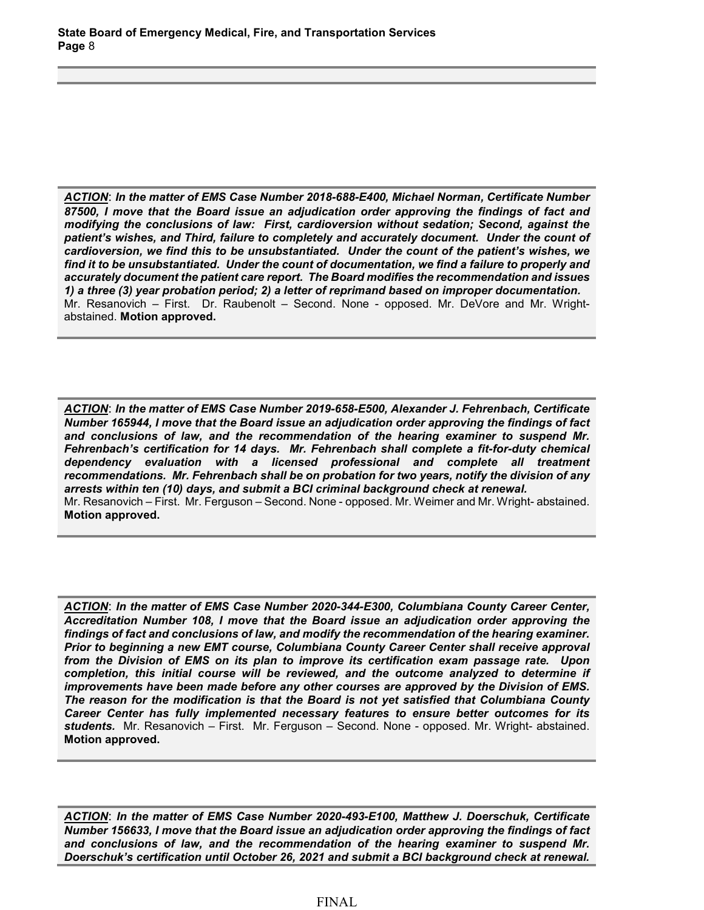***ACTION***: ***In the matter of EMS Case Number 2018-688-E400, Michael Norman, Certificate Number 87500, I move that the Board issue an adjudication order approving the findings of fact and modifying the conclusions of law: First, cardioversion without sedation; Second, against the patient's wishes, and Third, failure to completely and accurately document. Under the count of cardioversion, we find this to be unsubstantiated. Under the count of the patient's wishes, we find it to be unsubstantiated. Under the count of documentation, we find a failure to properly and accurately document the patient care report. The Board modifies the recommendation and issues 1) a three (3) year probation period; 2) a letter of reprimand based on improper documentation.***
Mr. Resanovich – First. Dr. Raubenolt – Second. None - opposed. Mr. DeVore and Mr. Wright-abstained. **Motion approved.**

***ACTION***: ***In the matter of EMS Case Number 2019-658-E500, Alexander J. Fehrenbach, Certificate Number 165944, I move that the Board issue an adjudication order approving the findings of fact and conclusions of law, and the recommendation of the hearing examiner to suspend Mr. Fehrenbach's certification for 14 days. Mr. Fehrenbach shall complete a fit-for-duty chemical dependency evaluation with a licensed professional and complete all treatment recommendations. Mr. Fehrenbach shall be on probation for two years, notify the division of any arrests within ten (10) days, and submit a BCI criminal background check at renewal.***
Mr. Resanovich – First. Mr. Ferguson – Second. None - opposed. Mr. Weimer and Mr. Wright- abstained. **Motion approved.**

***ACTION***: ***In the matter of EMS Case Number 2020-344-E300, Columbiana County Career Center, Accreditation Number 108, I move that the Board issue an adjudication order approving the findings of fact and conclusions of law, and modify the recommendation of the hearing examiner. Prior to beginning a new EMT course, Columbiana County Career Center shall receive approval from the Division of EMS on its plan to improve its certification exam passage rate. Upon completion, this initial course will be reviewed, and the outcome analyzed to determine if improvements have been made before any other courses are approved by the Division of EMS. The reason for the modification is that the Board is not yet satisfied that Columbiana County Career Center has fully implemented necessary features to ensure better outcomes for its students.*** Mr. Resanovich – First. Mr. Ferguson – Second. None - opposed. Mr. Wright- abstained. **Motion approved.**

***ACTION***: ***In the matter of EMS Case Number 2020-493-E100, Matthew J. Doerschuk, Certificate Number 156633, I move that the Board issue an adjudication order approving the findings of fact and conclusions of law, and the recommendation of the hearing examiner to suspend Mr. Doerschuk's certification until October 26, 2021 and submit a BCI background check at renewal.***

FINAL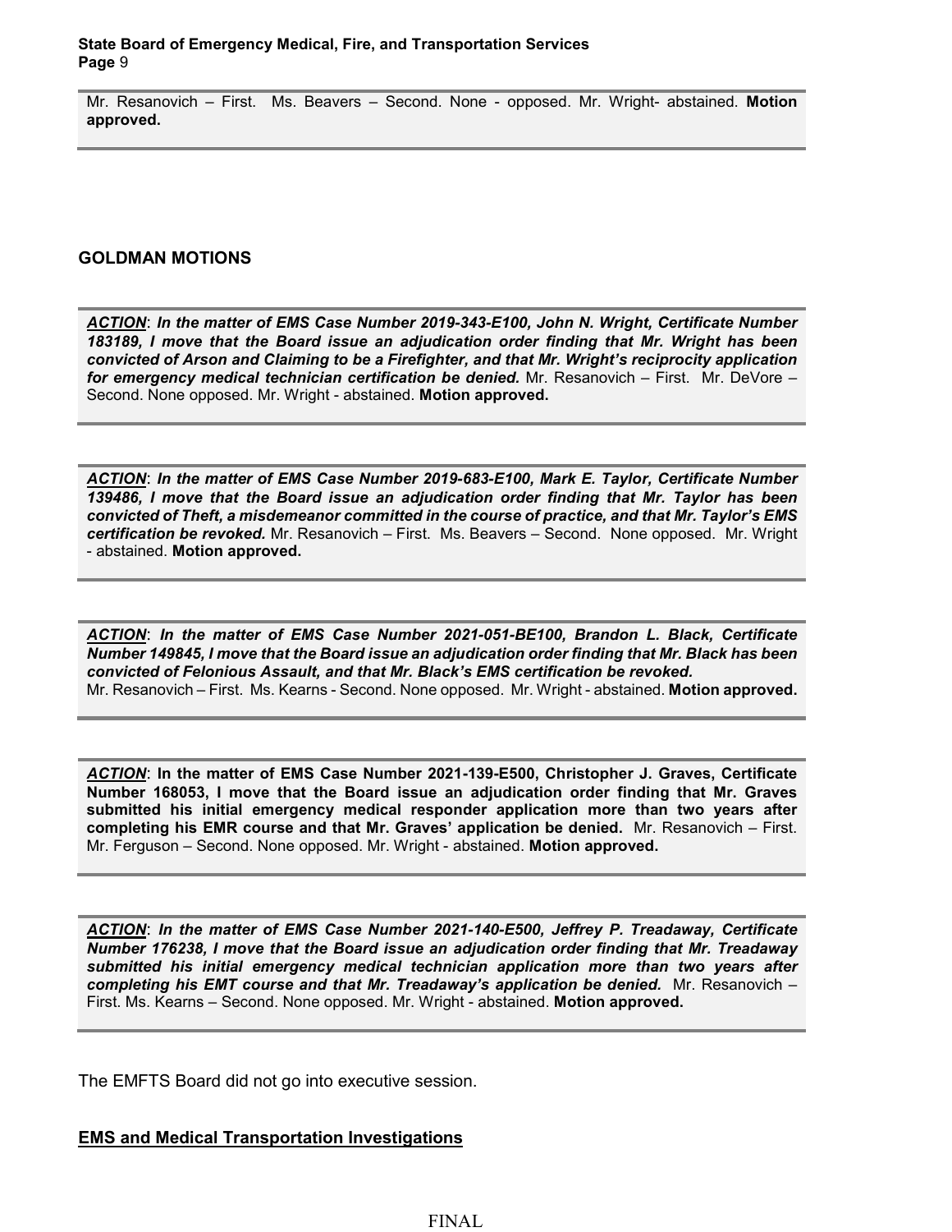Mr. Resanovich – First. Ms. Beavers – Second. None - opposed. Mr. Wright- abstained. **Motion approved.**

### GOLDMAN MOTIONS

***ACTION*: In the matter of EMS Case Number 2019-343-E100, John N. Wright, Certificate Number 183189, I move that the Board issue an adjudication order finding that Mr. Wright has been convicted of Arson and Claiming to be a Firefighter, and that Mr. Wright's reciprocity application for emergency medical technician certification be denied.** Mr. Resanovich – First. Mr. DeVore – Second. None opposed. Mr. Wright - abstained. **Motion approved.**

***ACTION*: In the matter of EMS Case Number 2019-683-E100, Mark E. Taylor, Certificate Number 139486, I move that the Board issue an adjudication order finding that Mr. Taylor has been convicted of Theft, a misdemeanor committed in the course of practice, and that Mr. Taylor's EMS certification be revoked.** Mr. Resanovich – First. Ms. Beavers – Second. None opposed. Mr. Wright - abstained. **Motion approved.**

***ACTION*: In the matter of EMS Case Number 2021-051-BE100, Brandon L. Black, Certificate Number 149845, I move that the Board issue an adjudication order finding that Mr. Black has been convicted of Felonious Assault, and that Mr. Black's EMS certification be revoked.**
Mr. Resanovich – First. Ms. Kearns - Second. None opposed. Mr. Wright - abstained. **Motion approved.**

***ACTION*: In the matter of EMS Case Number 2021-139-E500, Christopher J. Graves, Certificate Number 168053, I move that the Board issue an adjudication order finding that Mr. Graves submitted his initial emergency medical responder application more than two years after completing his EMR course and that Mr. Graves' application be denied.** Mr. Resanovich – First. Mr. Ferguson – Second. None opposed. Mr. Wright - abstained. **Motion approved.**

***ACTION*: In the matter of EMS Case Number 2021-140-E500, Jeffrey P. Treadaway, Certificate Number 176238, I move that the Board issue an adjudication order finding that Mr. Treadaway submitted his initial emergency medical technician application more than two years after completing his EMT course and that Mr. Treadaway's application be denied.** Mr. Resanovich – First. Ms. Kearns – Second. None opposed. Mr. Wright - abstained. **Motion approved.**

The EMFTS Board did not go into executive session.

### EMS and Medical Transportation Investigations

FINAL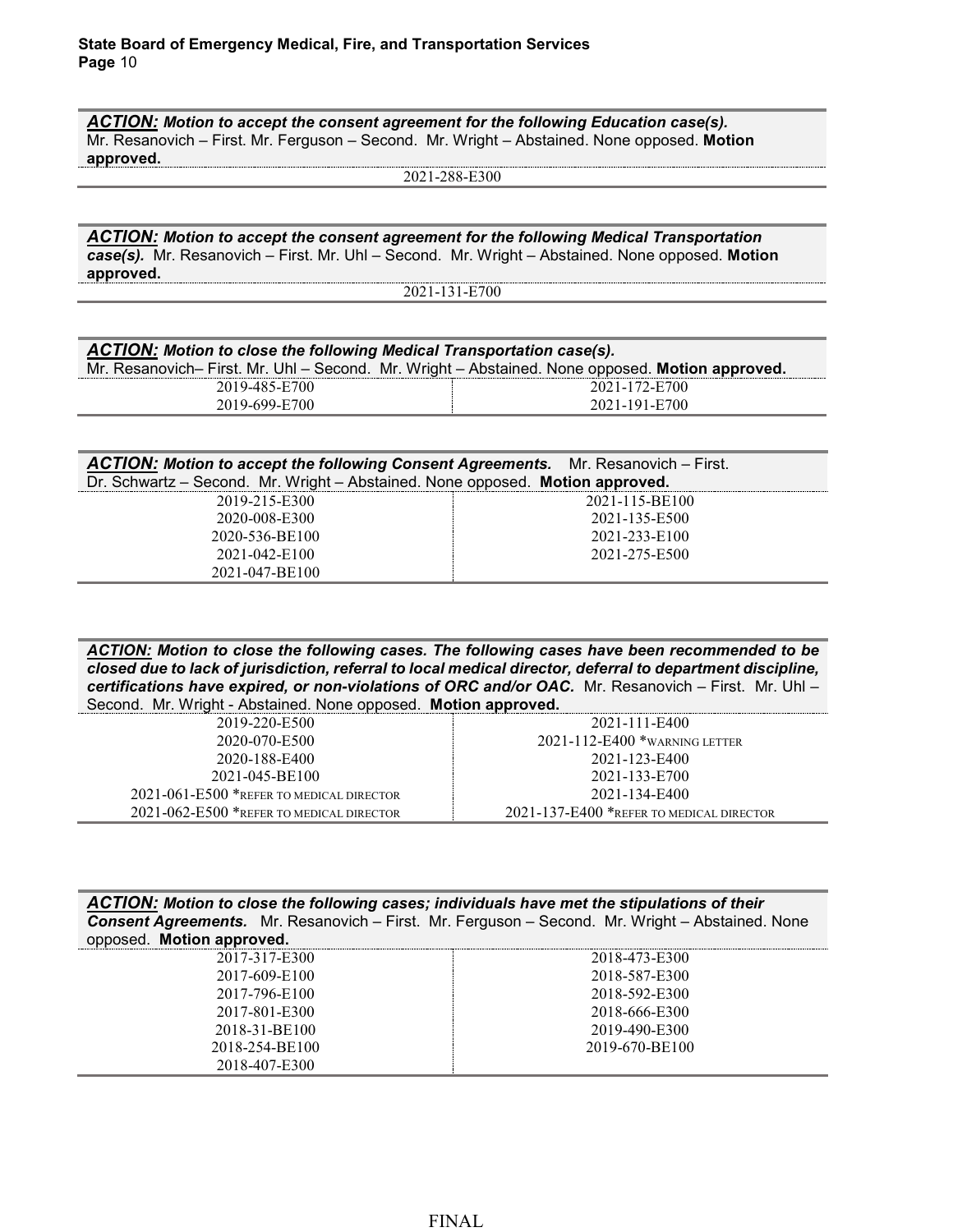***ACTION:*** ***Motion to accept the consent agreement for the following Education case(s).*** Mr. Resanovich – First. Mr. Ferguson – Second. Mr. Wright – Abstained. None opposed. **Motion approved.**

2021-288-E300

***ACTION:*** ***Motion to accept the consent agreement for the following Medical Transportation case(s).*** Mr. Resanovich – First. Mr. Uhl – Second. Mr. Wright – Abstained. None opposed. **Motion approved.**

2021-131-E700

***ACTION:*** ***Motion to close the following Medical Transportation case(s).*** Mr. Resanovich– First. Mr. Uhl – Second. Mr. Wright – Abstained. None opposed. **Motion approved.**

| | |
|---|---|
| 2019-485-E700 | 2021-172-E700 |
| 2019-699-E700 | 2021-191-E700 |

***ACTION:*** ***Motion to accept the following Consent Agreements.*** Mr. Resanovich – First. Dr. Schwartz – Second. Mr. Wright – Abstained. None opposed. **Motion approved.**

| | |
|---|---|
| 2019-215-E300 | 2021-115-BE100 |
| 2020-008-E300 | 2021-135-E500 |
| 2020-536-BE100 | 2021-233-E100 |
| 2021-042-E100 | 2021-275-E500 |
| 2021-047-BE100 | |

***ACTION:*** ***Motion to close the following cases. The following cases have been recommended to be closed due to lack of jurisdiction, referral to local medical director, deferral to department discipline, certifications have expired, or non-violations of ORC and/or OAC.*** Mr. Resanovich – First. Mr. Uhl – Second. Mr. Wright - Abstained. None opposed. **Motion approved.**

| | |
|---|---|
| 2019-220-E500 | 2021-111-E400 |
| 2020-070-E500 | 2021-112-E400 *WARNING LETTER |
| 2020-188-E400 | 2021-123-E400 |
| 2021-045-BE100 | 2021-133-E700 |
| 2021-061-E500 *REFER TO MEDICAL DIRECTOR | 2021-134-E400 |
| 2021-062-E500 *REFER TO MEDICAL DIRECTOR | 2021-137-E400 *REFER TO MEDICAL DIRECTOR |

***ACTION:*** ***Motion to close the following cases; individuals have met the stipulations of their Consent Agreements.*** Mr. Resanovich – First. Mr. Ferguson – Second. Mr. Wright – Abstained. None opposed. **Motion approved.**

| | |
|---|---|
| 2017-317-E300 | 2018-473-E300 |
| 2017-609-E100 | 2018-587-E300 |
| 2017-796-E100 | 2018-592-E300 |
| 2017-801-E300 | 2018-666-E300 |
| 2018-31-BE100 | 2019-490-E300 |
| 2018-254-BE100 | 2019-670-BE100 |
| 2018-407-E300 | |

FINAL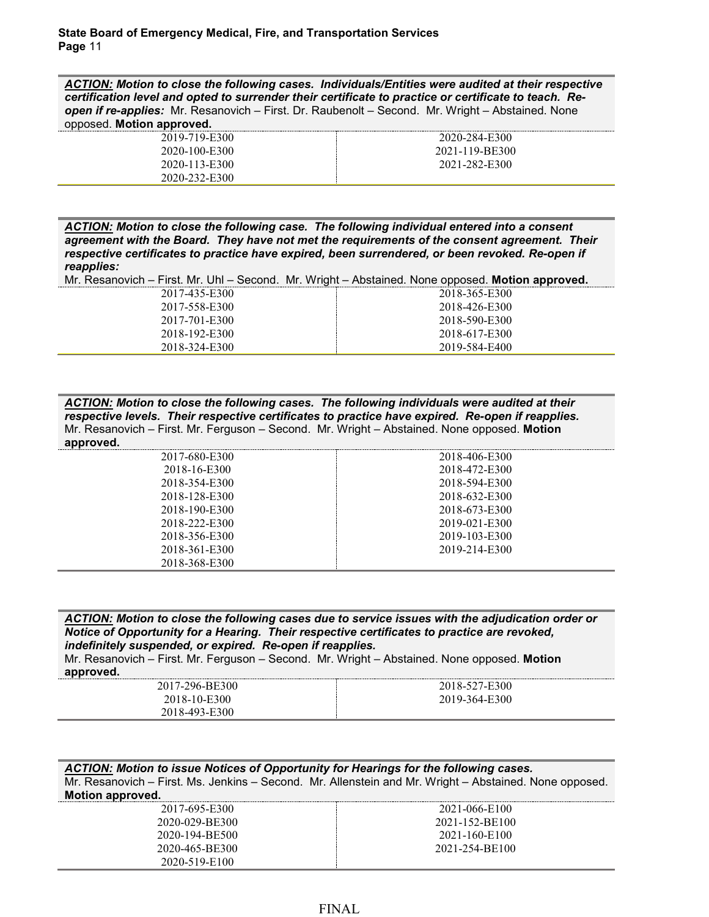***ACTION:*** ***Motion to close the following cases. Individuals/Entities were audited at their respective certification level and opted to surrender their certificate to practice or certificate to teach. Re-open if re-applies:*** Mr. Resanovich – First. Dr. Raubenolt – Second. Mr. Wright – Abstained. None opposed. **Motion approved.**

| | |
|---|---|
| 2019-719-E300 | 2020-284-E300 |
| 2020-100-E300 | 2021-119-BE300 |
| 2020-113-E300 | 2021-282-E300 |
| 2020-232-E300 | |

***ACTION:*** ***Motion to close the following case. The following individual entered into a consent agreement with the Board. They have not met the requirements of the consent agreement. Their respective certificates to practice have expired, been surrendered, or been revoked. Re-open if reapplies:***

Mr. Resanovich – First. Mr. Uhl – Second. Mr. Wright – Abstained. None opposed. **Motion approved.**

| | |
|---|---|
| 2017-435-E300 | 2018-365-E300 |
| 2017-558-E300 | 2018-426-E300 |
| 2017-701-E300 | 2018-590-E300 |
| 2018-192-E300 | 2018-617-E300 |
| 2018-324-E300 | 2019-584-E400 |

***ACTION:*** ***Motion to close the following cases. The following individuals were audited at their respective levels. Their respective certificates to practice have expired. Re-open if reapplies.***
Mr. Resanovich – First. Mr. Ferguson – Second. Mr. Wright – Abstained. None opposed. **Motion approved.**

| | |
|---|---|
| 2017-680-E300 | 2018-406-E300 |
| 2018-16-E300 | 2018-472-E300 |
| 2018-354-E300 | 2018-594-E300 |
| 2018-128-E300 | 2018-632-E300 |
| 2018-190-E300 | 2018-673-E300 |
| 2018-222-E300 | 2019-021-E300 |
| 2018-356-E300 | 2019-103-E300 |
| 2018-361-E300 | 2019-214-E300 |
| 2018-368-E300 | |

***ACTION:*** ***Motion to close the following cases due to service issues with the adjudication order or Notice of Opportunity for a Hearing. Their respective certificates to practice are revoked, indefinitely suspended, or expired. Re-open if reapplies.***
Mr. Resanovich – First. Mr. Ferguson – Second. Mr. Wright – Abstained. None opposed. **Motion approved.**

| | |
|---|---|
| 2017-296-BE300 | 2018-527-E300 |
| 2018-10-E300 | 2019-364-E300 |
| 2018-493-E300 | |

***ACTION:*** ***Motion to issue Notices of Opportunity for Hearings for the following cases.***
Mr. Resanovich – First. Ms. Jenkins – Second. Mr. Allenstein and Mr. Wright – Abstained. None opposed. **Motion approved.**

| | |
|---|---|
| 2017-695-E300 | 2021-066-E100 |
| 2020-029-BE300 | 2021-152-BE100 |
| 2020-194-BE500 | 2021-160-E100 |
| 2020-465-BE300 | 2021-254-BE100 |
| 2020-519-E100 | |

FINAL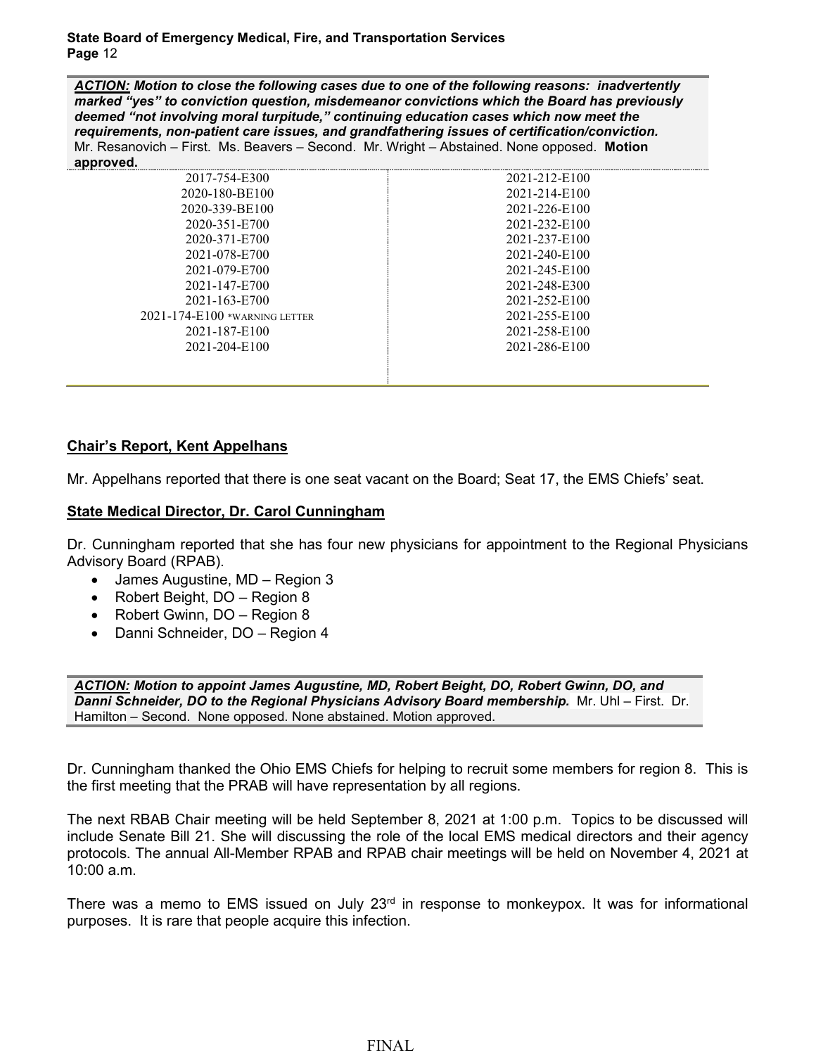***ACTION:*** ***Motion to close the following cases due to one of the following reasons: inadvertently marked "yes" to conviction question, misdemeanor convictions which the Board has previously deemed "not involving moral turpitude," continuing education cases which now meet the requirements, non-patient care issues, and grandfathering issues of certification/conviction.*** Mr. Resanovich – First. Ms. Beavers – Second. Mr. Wright – Abstained. None opposed. **Motion approved.**

| | |
|---|---|
| 2017-754-E300 | 2021-212-E100 |
| 2020-180-BE100 | 2021-214-E100 |
| 2020-339-BE100 | 2021-226-E100 |
| 2020-351-E700 | 2021-232-E100 |
| 2020-371-E700 | 2021-237-E100 |
| 2021-078-E700 | 2021-240-E100 |
| 2021-079-E700 | 2021-245-E100 |
| 2021-147-E700 | 2021-248-E300 |
| 2021-163-E700 | 2021-252-E100 |
| 2021-174-E100 *WARNING LETTER | 2021-255-E100 |
| 2021-187-E100 | 2021-258-E100 |
| 2021-204-E100 | 2021-286-E100 |

**<u>Chair's Report, Kent Appelhans</u>**

Mr. Appelhans reported that there is one seat vacant on the Board; Seat 17, the EMS Chiefs' seat.

**<u>State Medical Director, Dr. Carol Cunningham</u>**

Dr. Cunningham reported that she has four new physicians for appointment to the Regional Physicians Advisory Board (RPAB).

- James Augustine, MD – Region 3
- Robert Beight, DO – Region 8
- Robert Gwinn, DO – Region 8
- Danni Schneider, DO – Region 4

***ACTION:*** ***Motion to appoint James Augustine, MD, Robert Beight, DO, Robert Gwinn, DO, and Danni Schneider, DO to the Regional Physicians Advisory Board membership.*** Mr. Uhl – First. Dr. Hamilton – Second. None opposed. None abstained. Motion approved.

Dr. Cunningham thanked the Ohio EMS Chiefs for helping to recruit some members for region 8. This is the first meeting that the PRAB will have representation by all regions.

The next RBAB Chair meeting will be held September 8, 2021 at 1:00 p.m. Topics to be discussed will include Senate Bill 21. She will discussing the role of the local EMS medical directors and their agency protocols. The annual All-Member RPAB and RPAB chair meetings will be held on November 4, 2021 at 10:00 a.m.

There was a memo to EMS issued on July 23rd in response to monkeypox. It was for informational purposes. It is rare that people acquire this infection.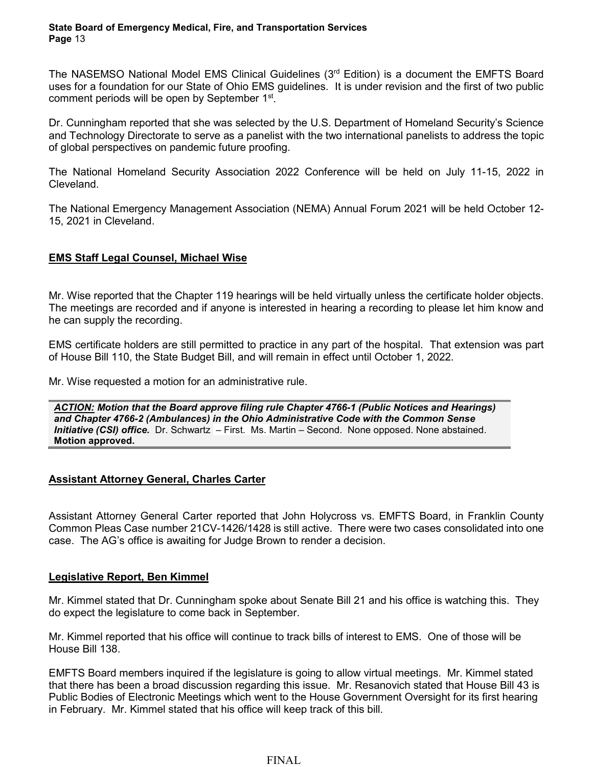The NASEMSO National Model EMS Clinical Guidelines (3rd Edition) is a document the EMFTS Board uses for a foundation for our State of Ohio EMS guidelines. It is under revision and the first of two public comment periods will be open by September 1st.

Dr. Cunningham reported that she was selected by the U.S. Department of Homeland Security's Science and Technology Directorate to serve as a panelist with the two international panelists to address the topic of global perspectives on pandemic future proofing.

The National Homeland Security Association 2022 Conference will be held on July 11-15, 2022 in Cleveland.

The National Emergency Management Association (NEMA) Annual Forum 2021 will be held October 12-15, 2021 in Cleveland.

## EMS Staff Legal Counsel, Michael Wise

Mr. Wise reported that the Chapter 119 hearings will be held virtually unless the certificate holder objects. The meetings are recorded and if anyone is interested in hearing a recording to please let him know and he can supply the recording.

EMS certificate holders are still permitted to practice in any part of the hospital. That extension was part of House Bill 110, the State Budget Bill, and will remain in effect until October 1, 2022.

Mr. Wise requested a motion for an administrative rule.

> ***ACTION:*** ***Motion that the Board approve filing rule Chapter 4766-1 (Public Notices and Hearings) and Chapter 4766-2 (Ambulances) in the Ohio Administrative Code with the Common Sense Initiative (CSI) office.*** Dr. Schwartz – First. Ms. Martin – Second. None opposed. None abstained. **Motion approved.**

## Assistant Attorney General, Charles Carter

Assistant Attorney General Carter reported that John Holycross vs. EMFTS Board, in Franklin County Common Pleas Case number 21CV-1426/1428 is still active. There were two cases consolidated into one case. The AG's office is awaiting for Judge Brown to render a decision.

## Legislative Report, Ben Kimmel

Mr. Kimmel stated that Dr. Cunningham spoke about Senate Bill 21 and his office is watching this. They do expect the legislature to come back in September.

Mr. Kimmel reported that his office will continue to track bills of interest to EMS. One of those will be House Bill 138.

EMFTS Board members inquired if the legislature is going to allow virtual meetings. Mr. Kimmel stated that there has been a broad discussion regarding this issue. Mr. Resanovich stated that House Bill 43 is Public Bodies of Electronic Meetings which went to the House Government Oversight for its first hearing in February. Mr. Kimmel stated that his office will keep track of this bill.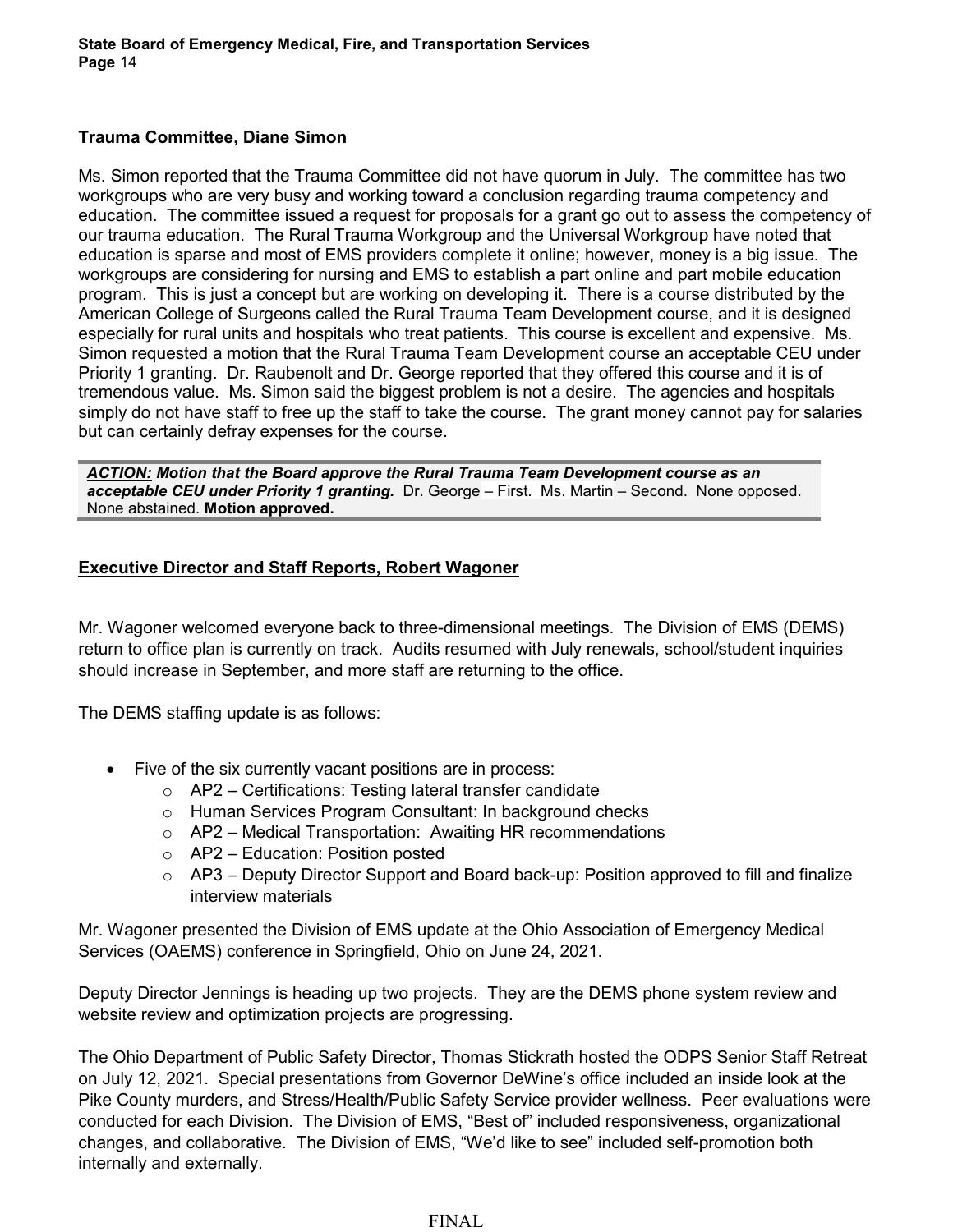**Trauma Committee, Diane Simon**

Ms. Simon reported that the Trauma Committee did not have quorum in July. The committee has two workgroups who are very busy and working toward a conclusion regarding trauma competency and education. The committee issued a request for proposals for a grant go out to assess the competency of our trauma education. The Rural Trauma Workgroup and the Universal Workgroup have noted that education is sparse and most of EMS providers complete it online; however, money is a big issue. The workgroups are considering for nursing and EMS to establish a part online and part mobile education program. This is just a concept but are working on developing it. There is a course distributed by the American College of Surgeons called the Rural Trauma Team Development course, and it is designed especially for rural units and hospitals who treat patients. This course is excellent and expensive. Ms. Simon requested a motion that the Rural Trauma Team Development course an acceptable CEU under Priority 1 granting. Dr. Raubenolt and Dr. George reported that they offered this course and it is of tremendous value. Ms. Simon said the biggest problem is not a desire. The agencies and hospitals simply do not have staff to free up the staff to take the course. The grant money cannot pay for salaries but can certainly defray expenses for the course.

***ACTION:*** ***Motion that the Board approve the Rural Trauma Team Development course as an acceptable CEU under Priority 1 granting.*** Dr. George – First. Ms. Martin – Second. None opposed. None abstained. **Motion approved.**

**Executive Director and Staff Reports, Robert Wagoner**

Mr. Wagoner welcomed everyone back to three-dimensional meetings. The Division of EMS (DEMS) return to office plan is currently on track. Audits resumed with July renewals, school/student inquiries should increase in September, and more staff are returning to the office.

The DEMS staffing update is as follows:

- Five of the six currently vacant positions are in process:
  - AP2 – Certifications: Testing lateral transfer candidate
  - Human Services Program Consultant: In background checks
  - AP2 – Medical Transportation: Awaiting HR recommendations
  - AP2 – Education: Position posted
  - AP3 – Deputy Director Support and Board back-up: Position approved to fill and finalize interview materials

Mr. Wagoner presented the Division of EMS update at the Ohio Association of Emergency Medical Services (OAEMS) conference in Springfield, Ohio on June 24, 2021.

Deputy Director Jennings is heading up two projects. They are the DEMS phone system review and website review and optimization projects are progressing.

The Ohio Department of Public Safety Director, Thomas Stickrath hosted the ODPS Senior Staff Retreat on July 12, 2021. Special presentations from Governor DeWine's office included an inside look at the Pike County murders, and Stress/Health/Public Safety Service provider wellness. Peer evaluations were conducted for each Division. The Division of EMS, "Best of" included responsiveness, organizational changes, and collaborative. The Division of EMS, "We'd like to see" included self-promotion both internally and externally.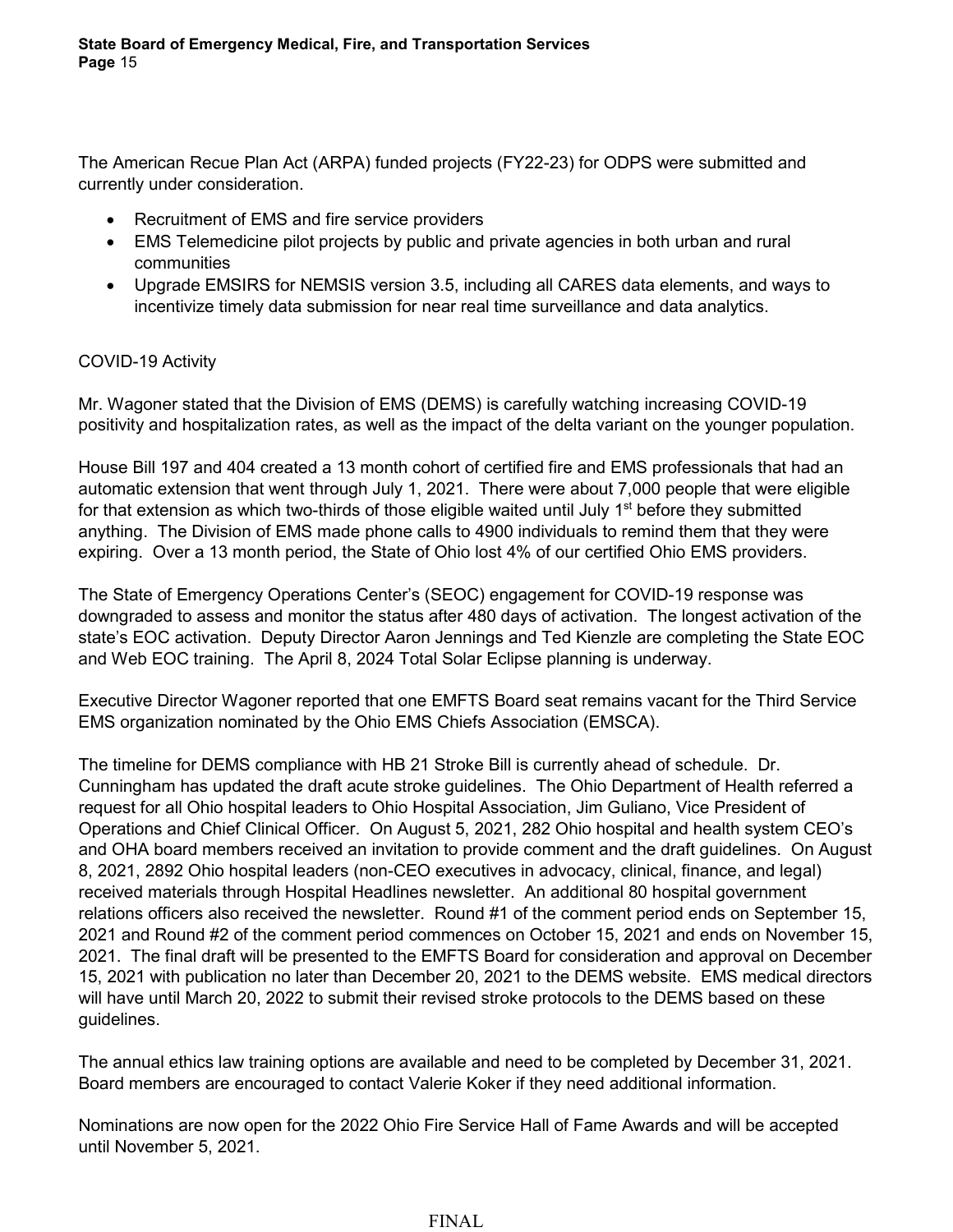The American Recue Plan Act (ARPA) funded projects (FY22-23) for ODPS were submitted and currently under consideration.

- Recruitment of EMS and fire service providers
- EMS Telemedicine pilot projects by public and private agencies in both urban and rural communities
- Upgrade EMSIRS for NEMSIS version 3.5, including all CARES data elements, and ways to incentivize timely data submission for near real time surveillance and data analytics.

COVID-19 Activity

Mr. Wagoner stated that the Division of EMS (DEMS) is carefully watching increasing COVID-19 positivity and hospitalization rates, as well as the impact of the delta variant on the younger population.

House Bill 197 and 404 created a 13 month cohort of certified fire and EMS professionals that had an automatic extension that went through July 1, 2021. There were about 7,000 people that were eligible for that extension as which two-thirds of those eligible waited until July 1st before they submitted anything. The Division of EMS made phone calls to 4900 individuals to remind them that they were expiring. Over a 13 month period, the State of Ohio lost 4% of our certified Ohio EMS providers.

The State of Emergency Operations Center's (SEOC) engagement for COVID-19 response was downgraded to assess and monitor the status after 480 days of activation. The longest activation of the state's EOC activation. Deputy Director Aaron Jennings and Ted Kienzle are completing the State EOC and Web EOC training. The April 8, 2024 Total Solar Eclipse planning is underway.

Executive Director Wagoner reported that one EMFTS Board seat remains vacant for the Third Service EMS organization nominated by the Ohio EMS Chiefs Association (EMSCA).

The timeline for DEMS compliance with HB 21 Stroke Bill is currently ahead of schedule. Dr. Cunningham has updated the draft acute stroke guidelines. The Ohio Department of Health referred a request for all Ohio hospital leaders to Ohio Hospital Association, Jim Guliano, Vice President of Operations and Chief Clinical Officer. On August 5, 2021, 282 Ohio hospital and health system CEO's and OHA board members received an invitation to provide comment and the draft guidelines. On August 8, 2021, 2892 Ohio hospital leaders (non-CEO executives in advocacy, clinical, finance, and legal) received materials through Hospital Headlines newsletter. An additional 80 hospital government relations officers also received the newsletter. Round #1 of the comment period ends on September 15, 2021 and Round #2 of the comment period commences on October 15, 2021 and ends on November 15, 2021. The final draft will be presented to the EMFTS Board for consideration and approval on December 15, 2021 with publication no later than December 20, 2021 to the DEMS website. EMS medical directors will have until March 20, 2022 to submit their revised stroke protocols to the DEMS based on these guidelines.

The annual ethics law training options are available and need to be completed by December 31, 2021. Board members are encouraged to contact Valerie Koker if they need additional information.

Nominations are now open for the 2022 Ohio Fire Service Hall of Fame Awards and will be accepted until November 5, 2021.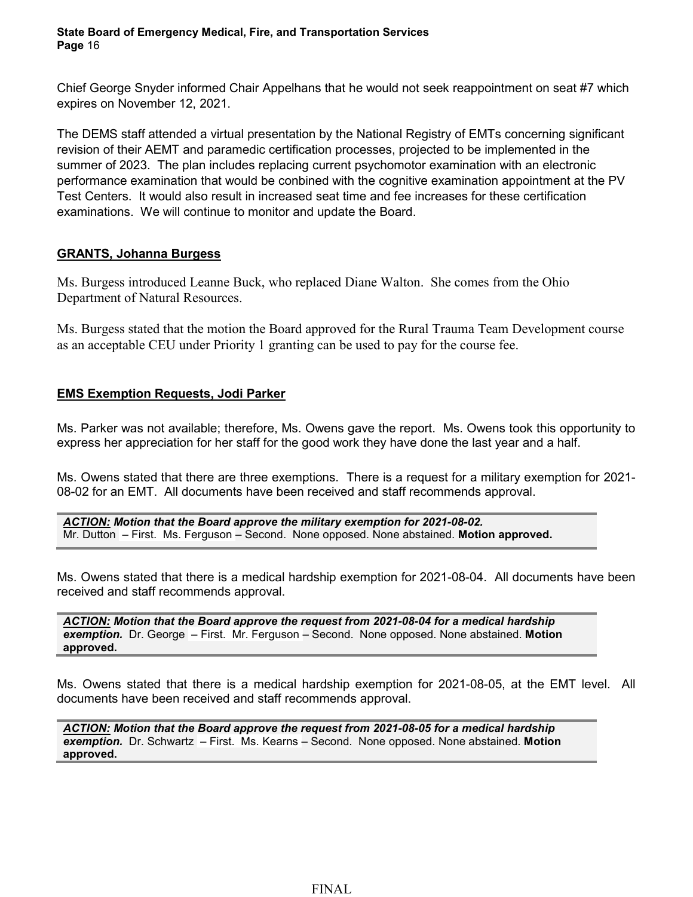Chief George Snyder informed Chair Appelhans that he would not seek reappointment on seat #7 which expires on November 12, 2021.

The DEMS staff attended a virtual presentation by the National Registry of EMTs concerning significant revision of their AEMT and paramedic certification processes, projected to be implemented in the summer of 2023. The plan includes replacing current psychomotor examination with an electronic performance examination that would be conbined with the cognitive examination appointment at the PV Test Centers. It would also result in increased seat time and fee increases for these certification examinations. We will continue to monitor and update the Board.

**GRANTS, Johanna Burgess**

Ms. Burgess introduced Leanne Buck, who replaced Diane Walton. She comes from the Ohio Department of Natural Resources.

Ms. Burgess stated that the motion the Board approved for the Rural Trauma Team Development course as an acceptable CEU under Priority 1 granting can be used to pay for the course fee.

**EMS Exemption Requests, Jodi Parker**

Ms. Parker was not available; therefore, Ms. Owens gave the report. Ms. Owens took this opportunity to express her appreciation for her staff for the good work they have done the last year and a half.

Ms. Owens stated that there are three exemptions. There is a request for a military exemption for 2021-08-02 for an EMT. All documents have been received and staff recommends approval.

> ***ACTION:* Motion that the Board approve the military exemption for 2021-08-02.**
> Mr. Dutton – First. Ms. Ferguson – Second. None opposed. None abstained. **Motion approved.**

Ms. Owens stated that there is a medical hardship exemption for 2021-08-04. All documents have been received and staff recommends approval.

> ***ACTION:* Motion that the Board approve the request from 2021-08-04 for a medical hardship exemption.** Dr. George – First. Mr. Ferguson – Second. None opposed. None abstained. **Motion approved.**

Ms. Owens stated that there is a medical hardship exemption for 2021-08-05, at the EMT level. All documents have been received and staff recommends approval.

> ***ACTION:* Motion that the Board approve the request from 2021-08-05 for a medical hardship exemption.** Dr. Schwartz – First. Ms. Kearns – Second. None opposed. None abstained. **Motion approved.**

FINAL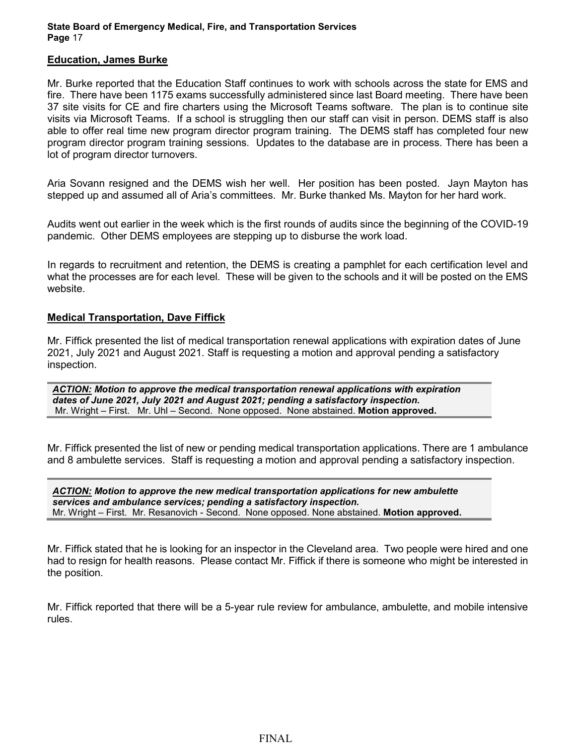**Education, James Burke**

Mr. Burke reported that the Education Staff continues to work with schools across the state for EMS and fire. There have been 1175 exams successfully administered since last Board meeting. There have been 37 site visits for CE and fire charters using the Microsoft Teams software. The plan is to continue site visits via Microsoft Teams. If a school is struggling then our staff can visit in person. DEMS staff is also able to offer real time new program director program training. The DEMS staff has completed four new program director program training sessions. Updates to the database are in process. There has been a lot of program director turnovers.

Aria Sovann resigned and the DEMS wish her well. Her position has been posted. Jayn Mayton has stepped up and assumed all of Aria's committees. Mr. Burke thanked Ms. Mayton for her hard work.

Audits went out earlier in the week which is the first rounds of audits since the beginning of the COVID-19 pandemic. Other DEMS employees are stepping up to disburse the work load.

In regards to recruitment and retention, the DEMS is creating a pamphlet for each certification level and what the processes are for each level. These will be given to the schools and it will be posted on the EMS website.

**Medical Transportation, Dave Fiffick**

Mr. Fiffick presented the list of medical transportation renewal applications with expiration dates of June 2021, July 2021 and August 2021. Staff is requesting a motion and approval pending a satisfactory inspection.

> ***ACTION:*** ***Motion to approve the medical transportation renewal applications with expiration dates of June 2021, July 2021 and August 2021; pending a satisfactory inspection.***
> Mr. Wright – First. Mr. Uhl – Second. None opposed. None abstained. **Motion approved.**

Mr. Fiffick presented the list of new or pending medical transportation applications. There are 1 ambulance and 8 ambulette services. Staff is requesting a motion and approval pending a satisfactory inspection.

> ***ACTION:*** ***Motion to approve the new medical transportation applications for new ambulette services and ambulance services; pending a satisfactory inspection.***
> Mr. Wright – First. Mr. Resanovich - Second. None opposed. None abstained. **Motion approved.**

Mr. Fiffick stated that he is looking for an inspector in the Cleveland area. Two people were hired and one had to resign for health reasons. Please contact Mr. Fiffick if there is someone who might be interested in the position.

Mr. Fiffick reported that there will be a 5-year rule review for ambulance, ambulette, and mobile intensive rules.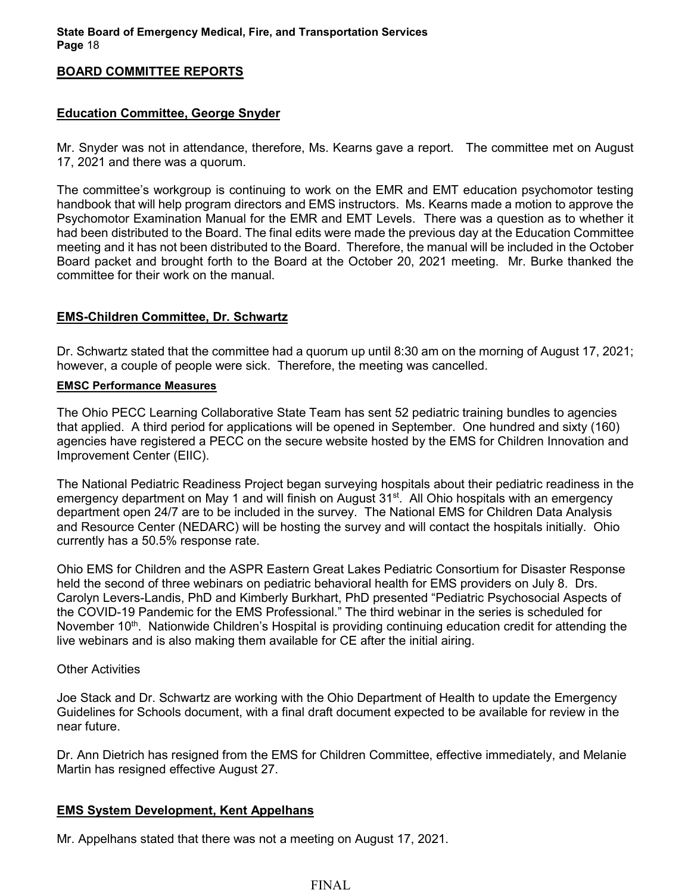## BOARD COMMITTEE REPORTS

### Education Committee, George Snyder

Mr. Snyder was not in attendance, therefore, Ms. Kearns gave a report. The committee met on August 17, 2021 and there was a quorum.

The committee's workgroup is continuing to work on the EMR and EMT education psychomotor testing handbook that will help program directors and EMS instructors. Ms. Kearns made a motion to approve the Psychomotor Examination Manual for the EMR and EMT Levels. There was a question as to whether it had been distributed to the Board. The final edits were made the previous day at the Education Committee meeting and it has not been distributed to the Board. Therefore, the manual will be included in the October Board packet and brought forth to the Board at the October 20, 2021 meeting. Mr. Burke thanked the committee for their work on the manual.

### EMS-Children Committee, Dr. Schwartz

Dr. Schwartz stated that the committee had a quorum up until 8:30 am on the morning of August 17, 2021; however, a couple of people were sick. Therefore, the meeting was cancelled.

#### EMSC Performance Measures

The Ohio PECC Learning Collaborative State Team has sent 52 pediatric training bundles to agencies that applied. A third period for applications will be opened in September. One hundred and sixty (160) agencies have registered a PECC on the secure website hosted by the EMS for Children Innovation and Improvement Center (EIIC).

The National Pediatric Readiness Project began surveying hospitals about their pediatric readiness in the emergency department on May 1 and will finish on August 31st. All Ohio hospitals with an emergency department open 24/7 are to be included in the survey. The National EMS for Children Data Analysis and Resource Center (NEDARC) will be hosting the survey and will contact the hospitals initially. Ohio currently has a 50.5% response rate.

Ohio EMS for Children and the ASPR Eastern Great Lakes Pediatric Consortium for Disaster Response held the second of three webinars on pediatric behavioral health for EMS providers on July 8. Drs. Carolyn Levers-Landis, PhD and Kimberly Burkhart, PhD presented "Pediatric Psychosocial Aspects of the COVID-19 Pandemic for the EMS Professional." The third webinar in the series is scheduled for November 10th. Nationwide Children's Hospital is providing continuing education credit for attending the live webinars and is also making them available for CE after the initial airing.

Other Activities

Joe Stack and Dr. Schwartz are working with the Ohio Department of Health to update the Emergency Guidelines for Schools document, with a final draft document expected to be available for review in the near future.

Dr. Ann Dietrich has resigned from the EMS for Children Committee, effective immediately, and Melanie Martin has resigned effective August 27.

### EMS System Development, Kent Appelhans

Mr. Appelhans stated that there was not a meeting on August 17, 2021.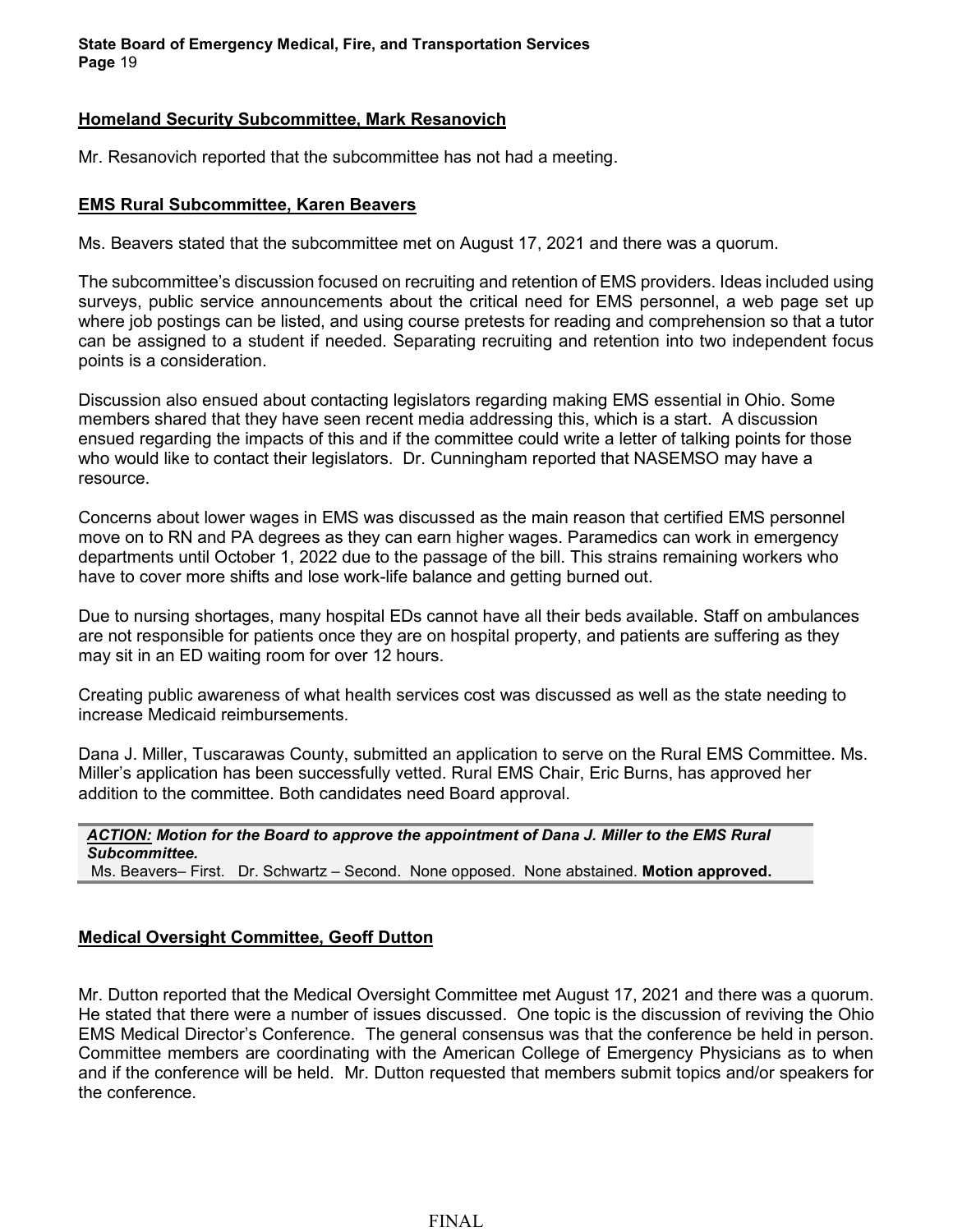**Homeland Security Subcommittee, Mark Resanovich**

Mr. Resanovich reported that the subcommittee has not had a meeting.

**EMS Rural Subcommittee, Karen Beavers**

Ms. Beavers stated that the subcommittee met on August 17, 2021 and there was a quorum.

The subcommittee's discussion focused on recruiting and retention of EMS providers. Ideas included using surveys, public service announcements about the critical need for EMS personnel, a web page set up where job postings can be listed, and using course pretests for reading and comprehension so that a tutor can be assigned to a student if needed. Separating recruiting and retention into two independent focus points is a consideration.

Discussion also ensued about contacting legislators regarding making EMS essential in Ohio. Some members shared that they have seen recent media addressing this, which is a start. A discussion ensued regarding the impacts of this and if the committee could write a letter of talking points for those who would like to contact their legislators. Dr. Cunningham reported that NASEMSO may have a resource.

Concerns about lower wages in EMS was discussed as the main reason that certified EMS personnel move on to RN and PA degrees as they can earn higher wages. Paramedics can work in emergency departments until October 1, 2022 due to the passage of the bill. This strains remaining workers who have to cover more shifts and lose work-life balance and getting burned out.

Due to nursing shortages, many hospital EDs cannot have all their beds available. Staff on ambulances are not responsible for patients once they are on hospital property, and patients are suffering as they may sit in an ED waiting room for over 12 hours.

Creating public awareness of what health services cost was discussed as well as the state needing to increase Medicaid reimbursements.

Dana J. Miller, Tuscarawas County, submitted an application to serve on the Rural EMS Committee. Ms. Miller's application has been successfully vetted. Rural EMS Chair, Eric Burns, has approved her addition to the committee. Both candidates need Board approval.

***ACTION:*** ***Motion for the Board to approve the appointment of Dana J. Miller to the EMS Rural Subcommittee.***
Ms. Beavers– First. Dr. Schwartz – Second. None opposed. None abstained. **Motion approved.**

**Medical Oversight Committee, Geoff Dutton**

Mr. Dutton reported that the Medical Oversight Committee met August 17, 2021 and there was a quorum. He stated that there were a number of issues discussed. One topic is the discussion of reviving the Ohio EMS Medical Director's Conference. The general consensus was that the conference be held in person. Committee members are coordinating with the American College of Emergency Physicians as to when and if the conference will be held. Mr. Dutton requested that members submit topics and/or speakers for the conference.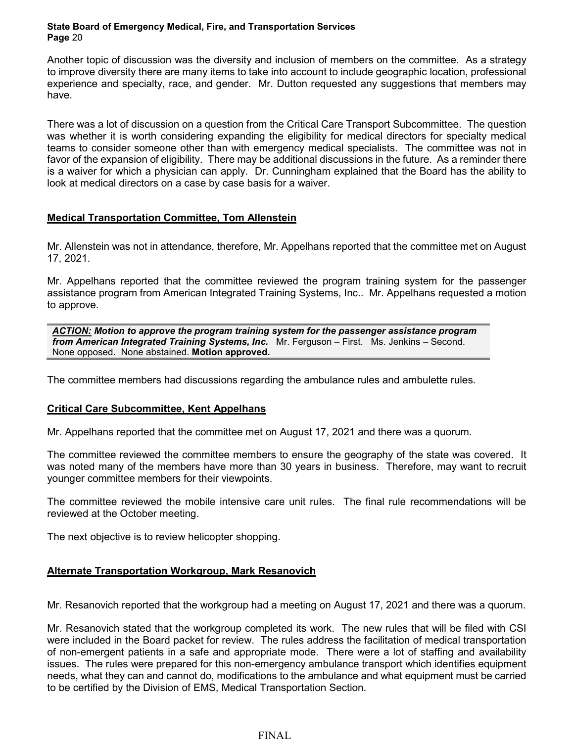Another topic of discussion was the diversity and inclusion of members on the committee. As a strategy to improve diversity there are many items to take into account to include geographic location, professional experience and specialty, race, and gender. Mr. Dutton requested any suggestions that members may have.

There was a lot of discussion on a question from the Critical Care Transport Subcommittee. The question was whether it is worth considering expanding the eligibility for medical directors for specialty medical teams to consider someone other than with emergency medical specialists. The committee was not in favor of the expansion of eligibility. There may be additional discussions in the future. As a reminder there is a waiver for which a physician can apply. Dr. Cunningham explained that the Board has the ability to look at medical directors on a case by case basis for a waiver.

**Medical Transportation Committee, Tom Allenstein**

Mr. Allenstein was not in attendance, therefore, Mr. Appelhans reported that the committee met on August 17, 2021.

Mr. Appelhans reported that the committee reviewed the program training system for the passenger assistance program from American Integrated Training Systems, Inc.. Mr. Appelhans requested a motion to approve.

***ACTION:* *Motion to approve the program training system for the passenger assistance program from American Integrated Training Systems, Inc.*** Mr. Ferguson – First. Ms. Jenkins – Second. None opposed. None abstained. **Motion approved.**

The committee members had discussions regarding the ambulance rules and ambulette rules.

**Critical Care Subcommittee, Kent Appelhans**

Mr. Appelhans reported that the committee met on August 17, 2021 and there was a quorum.

The committee reviewed the committee members to ensure the geography of the state was covered. It was noted many of the members have more than 30 years in business. Therefore, may want to recruit younger committee members for their viewpoints.

The committee reviewed the mobile intensive care unit rules. The final rule recommendations will be reviewed at the October meeting.

The next objective is to review helicopter shopping.

**Alternate Transportation Workgroup, Mark Resanovich**

Mr. Resanovich reported that the workgroup had a meeting on August 17, 2021 and there was a quorum.

Mr. Resanovich stated that the workgroup completed its work. The new rules that will be filed with CSI were included in the Board packet for review. The rules address the facilitation of medical transportation of non-emergent patients in a safe and appropriate mode. There were a lot of staffing and availability issues. The rules were prepared for this non-emergency ambulance transport which identifies equipment needs, what they can and cannot do, modifications to the ambulance and what equipment must be carried to be certified by the Division of EMS, Medical Transportation Section.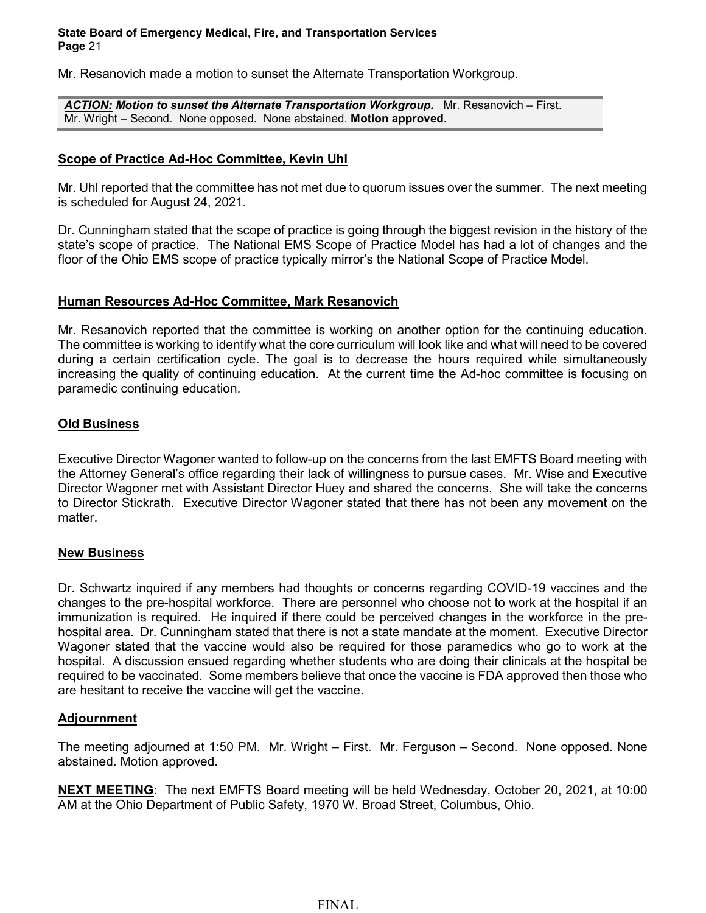Mr. Resanovich made a motion to sunset the Alternate Transportation Workgroup.

***ACTION:* Motion to sunset the Alternate Transportation Workgroup.** Mr. Resanovich – First. Mr. Wright – Second. None opposed. None abstained. **Motion approved.**

**Scope of Practice Ad-Hoc Committee, Kevin Uhl**

Mr. Uhl reported that the committee has not met due to quorum issues over the summer. The next meeting is scheduled for August 24, 2021.

Dr. Cunningham stated that the scope of practice is going through the biggest revision in the history of the state's scope of practice. The National EMS Scope of Practice Model has had a lot of changes and the floor of the Ohio EMS scope of practice typically mirror's the National Scope of Practice Model.

**Human Resources Ad-Hoc Committee, Mark Resanovich**

Mr. Resanovich reported that the committee is working on another option for the continuing education. The committee is working to identify what the core curriculum will look like and what will need to be covered during a certain certification cycle. The goal is to decrease the hours required while simultaneously increasing the quality of continuing education. At the current time the Ad-hoc committee is focusing on paramedic continuing education.

**Old Business**

Executive Director Wagoner wanted to follow-up on the concerns from the last EMFTS Board meeting with the Attorney General's office regarding their lack of willingness to pursue cases. Mr. Wise and Executive Director Wagoner met with Assistant Director Huey and shared the concerns. She will take the concerns to Director Stickrath. Executive Director Wagoner stated that there has not been any movement on the matter.

**New Business**

Dr. Schwartz inquired if any members had thoughts or concerns regarding COVID-19 vaccines and the changes to the pre-hospital workforce. There are personnel who choose not to work at the hospital if an immunization is required. He inquired if there could be perceived changes in the workforce in the pre-hospital area. Dr. Cunningham stated that there is not a state mandate at the moment. Executive Director Wagoner stated that the vaccine would also be required for those paramedics who go to work at the hospital. A discussion ensued regarding whether students who are doing their clinicals at the hospital be required to be vaccinated. Some members believe that once the vaccine is FDA approved then those who are hesitant to receive the vaccine will get the vaccine.

**Adjournment**

The meeting adjourned at 1:50 PM. Mr. Wright – First. Mr. Ferguson – Second. None opposed. None abstained. Motion approved.

**NEXT MEETING**: The next EMFTS Board meeting will be held Wednesday, October 20, 2021, at 10:00 AM at the Ohio Department of Public Safety, 1970 W. Broad Street, Columbus, Ohio.

FINAL